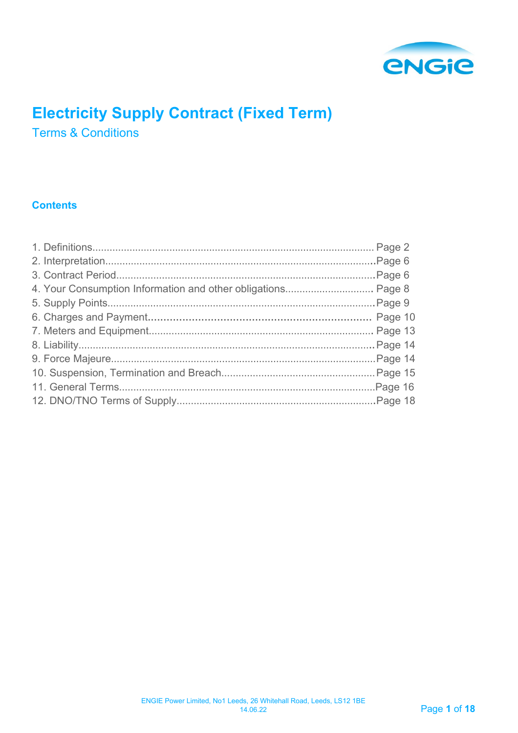# Electricity Supply Contract (Fixed Term)

## Terms & Conditions

### Contents

1. Definitions.................................................................................................. Page 2
2. Interpretation.............................................................................................Page 6
3. Contract Period..........................................................................................Page 6
4. Your Consumption Information and other obligations............................... Page 8
5. Supply Points.............................................................................................Page 9
6. Charges and Payment.......................................................................  Page 10
7. Meters and Equipment.............................................................................. Page 13
8. Liability.......................................................................................................Page 14
9. Force Majeure............................................................................................Page 14
10. Suspension, Termination and Breach......................................................Page 15
11. General Terms..........................................................................................Page 16
12. DNO/TNO Terms of Supply......................................................................Page 18

ENGIE Power Limited, No1 Leeds, 26 Whitehall Road, Leeds, LS12 1BE
14.06.22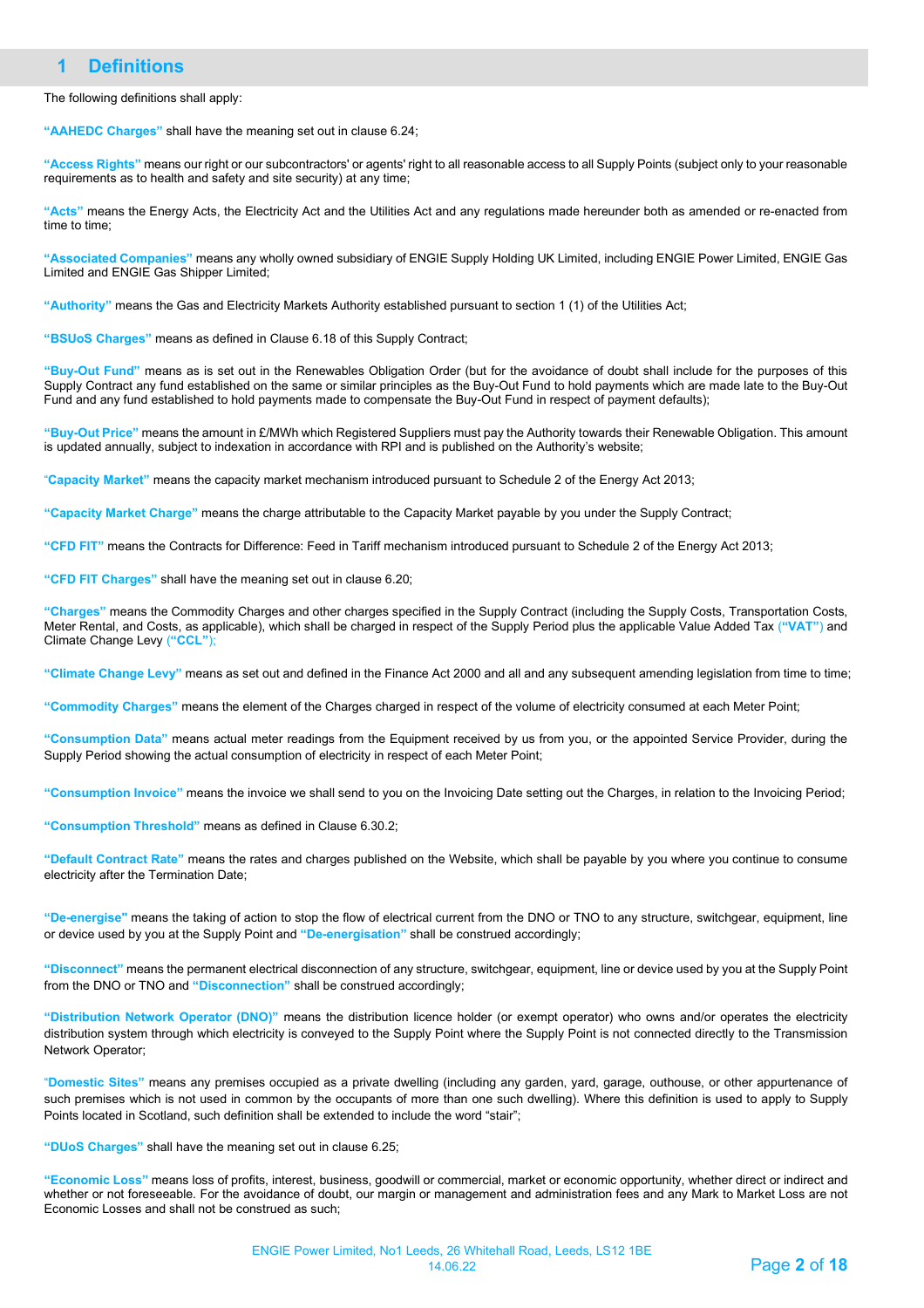# 1 Definitions

The following definitions shall apply:

**"AAHEDC Charges"** shall have the meaning set out in clause 6.24;

**"Access Rights"** means our right or our subcontractors' or agents' right to all reasonable access to all Supply Points (subject only to your reasonable requirements as to health and safety and site security) at any time;

**"Acts"** means the Energy Acts, the Electricity Act and the Utilities Act and any regulations made hereunder both as amended or re-enacted from time to time;

**"Associated Companies"** means any wholly owned subsidiary of ENGIE Supply Holding UK Limited, including ENGIE Power Limited, ENGIE Gas Limited and ENGIE Gas Shipper Limited;

**"Authority"** means the Gas and Electricity Markets Authority established pursuant to section 1 (1) of the Utilities Act;

**"BSUoS Charges"** means as defined in Clause 6.18 of this Supply Contract;

**"Buy-Out Fund"** means as is set out in the Renewables Obligation Order (but for the avoidance of doubt shall include for the purposes of this Supply Contract any fund established on the same or similar principles as the Buy-Out Fund to hold payments which are made late to the Buy-Out Fund and any fund established to hold payments made to compensate the Buy-Out Fund in respect of payment defaults);

**"Buy-Out Price"** means the amount in £/MWh which Registered Suppliers must pay the Authority towards their Renewable Obligation. This amount is updated annually, subject to indexation in accordance with RPI and is published on the Authority's website;

**"Capacity Market"** means the capacity market mechanism introduced pursuant to Schedule 2 of the Energy Act 2013;

**"Capacity Market Charge"** means the charge attributable to the Capacity Market payable by you under the Supply Contract;

**"CFD FIT"** means the Contracts for Difference: Feed in Tariff mechanism introduced pursuant to Schedule 2 of the Energy Act 2013;

**"CFD FIT Charges"** shall have the meaning set out in clause 6.20;

**"Charges"** means the Commodity Charges and other charges specified in the Supply Contract (including the Supply Costs, Transportation Costs, Meter Rental, and Costs, as applicable), which shall be charged in respect of the Supply Period plus the applicable Value Added Tax **("VAT")** and Climate Change Levy **("CCL")**;

**"Climate Change Levy"** means as set out and defined in the Finance Act 2000 and all and any subsequent amending legislation from time to time;

**"Commodity Charges"** means the element of the Charges charged in respect of the volume of electricity consumed at each Meter Point;

**"Consumption Data"** means actual meter readings from the Equipment received by us from you, or the appointed Service Provider, during the Supply Period showing the actual consumption of electricity in respect of each Meter Point;

**"Consumption Invoice"** means the invoice we shall send to you on the Invoicing Date setting out the Charges, in relation to the Invoicing Period;

**"Consumption Threshold"** means as defined in Clause 6.30.2;

**"Default Contract Rate"** means the rates and charges published on the Website, which shall be payable by you where you continue to consume electricity after the Termination Date;

**"De-energise"** means the taking of action to stop the flow of electrical current from the DNO or TNO to any structure, switchgear, equipment, line or device used by you at the Supply Point and **"De-energisation"** shall be construed accordingly;

**"Disconnect"** means the permanent electrical disconnection of any structure, switchgear, equipment, line or device used by you at the Supply Point from the DNO or TNO and **"Disconnection"** shall be construed accordingly;

**"Distribution Network Operator (DNO)"** means the distribution licence holder (or exempt operator) who owns and/or operates the electricity distribution system through which electricity is conveyed to the Supply Point where the Supply Point is not connected directly to the Transmission Network Operator;

**"Domestic Sites"** means any premises occupied as a private dwelling (including any garden, yard, garage, outhouse, or other appurtenance of such premises which is not used in common by the occupants of more than one such dwelling). Where this definition is used to apply to Supply Points located in Scotland, such definition shall be extended to include the word "stair";

**"DUoS Charges"** shall have the meaning set out in clause 6.25;

**"Economic Loss"** means loss of profits, interest, business, goodwill or commercial, market or economic opportunity, whether direct or indirect and whether or not foreseeable. For the avoidance of doubt, our margin or management and administration fees and any Mark to Market Loss are not Economic Losses and shall not be construed as such;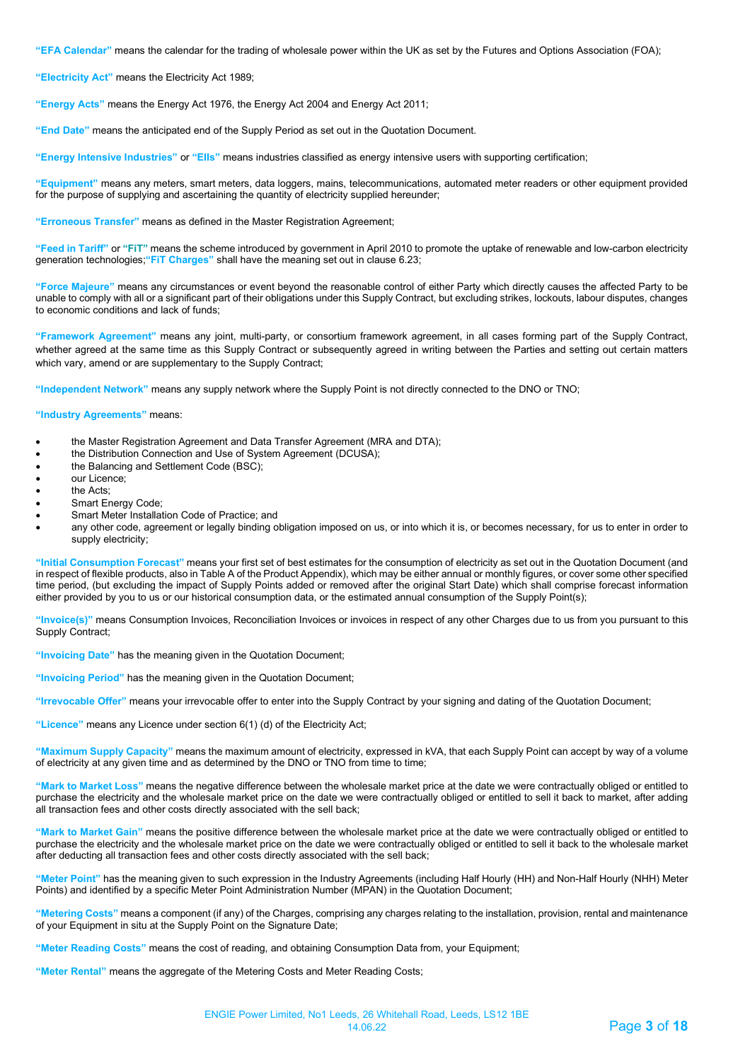**"EFA Calendar"** means the calendar for the trading of wholesale power within the UK as set by the Futures and Options Association (FOA);

**"Electricity Act"** means the Electricity Act 1989;

**"Energy Acts"** means the Energy Act 1976, the Energy Act 2004 and Energy Act 2011;

**"End Date"** means the anticipated end of the Supply Period as set out in the Quotation Document.

**"Energy Intensive Industries"** or **"EIIs"** means industries classified as energy intensive users with supporting certification;

**"Equipment"** means any meters, smart meters, data loggers, mains, telecommunications, automated meter readers or other equipment provided for the purpose of supplying and ascertaining the quantity of electricity supplied hereunder;

**"Erroneous Transfer"** means as defined in the Master Registration Agreement;

**"Feed in Tariff"** or **"FiT"** means the scheme introduced by government in April 2010 to promote the uptake of renewable and low-carbon electricity generation technologies;**"FiT Charges"** shall have the meaning set out in clause 6.23;

**"Force Majeure"** means any circumstances or event beyond the reasonable control of either Party which directly causes the affected Party to be unable to comply with all or a significant part of their obligations under this Supply Contract, but excluding strikes, lockouts, labour disputes, changes to economic conditions and lack of funds;

**"Framework Agreement"** means any joint, multi-party, or consortium framework agreement, in all cases forming part of the Supply Contract, whether agreed at the same time as this Supply Contract or subsequently agreed in writing between the Parties and setting out certain matters which vary, amend or are supplementary to the Supply Contract;

**"Independent Network"** means any supply network where the Supply Point is not directly connected to the DNO or TNO;

**"Industry Agreements"** means:

- the Master Registration Agreement and Data Transfer Agreement (MRA and DTA);
- the Distribution Connection and Use of System Agreement (DCUSA);
- the Balancing and Settlement Code (BSC);
- our Licence;
- the Acts;
- Smart Energy Code;
- Smart Meter Installation Code of Practice; and
- any other code, agreement or legally binding obligation imposed on us, or into which it is, or becomes necessary, for us to enter in order to supply electricity;

**"Initial Consumption Forecast"** means your first set of best estimates for the consumption of electricity as set out in the Quotation Document (and in respect of flexible products, also in Table A of the Product Appendix), which may be either annual or monthly figures, or cover some other specified time period, (but excluding the impact of Supply Points added or removed after the original Start Date) which shall comprise forecast information either provided by you to us or our historical consumption data, or the estimated annual consumption of the Supply Point(s);

**"Invoice(s)"** means Consumption Invoices, Reconciliation Invoices or invoices in respect of any other Charges due to us from you pursuant to this Supply Contract;

**"Invoicing Date"** has the meaning given in the Quotation Document;

**"Invoicing Period"** has the meaning given in the Quotation Document;

**"Irrevocable Offer"** means your irrevocable offer to enter into the Supply Contract by your signing and dating of the Quotation Document;

**"Licence"** means any Licence under section 6(1) (d) of the Electricity Act;

**"Maximum Supply Capacity"** means the maximum amount of electricity, expressed in kVA, that each Supply Point can accept by way of a volume of electricity at any given time and as determined by the DNO or TNO from time to time;

**"Mark to Market Loss"** means the negative difference between the wholesale market price at the date we were contractually obliged or entitled to purchase the electricity and the wholesale market price on the date we were contractually obliged or entitled to sell it back to market, after adding all transaction fees and other costs directly associated with the sell back;

**"Mark to Market Gain"** means the positive difference between the wholesale market price at the date we were contractually obliged or entitled to purchase the electricity and the wholesale market price on the date we were contractually obliged or entitled to sell it back to the wholesale market after deducting all transaction fees and other costs directly associated with the sell back;

**"Meter Point"** has the meaning given to such expression in the Industry Agreements (including Half Hourly (HH) and Non-Half Hourly (NHH) Meter Points) and identified by a specific Meter Point Administration Number (MPAN) in the Quotation Document;

**"Metering Costs"** means a component (if any) of the Charges, comprising any charges relating to the installation, provision, rental and maintenance of your Equipment in situ at the Supply Point on the Signature Date;

**"Meter Reading Costs"** means the cost of reading, and obtaining Consumption Data from, your Equipment;

**"Meter Rental"** means the aggregate of the Metering Costs and Meter Reading Costs;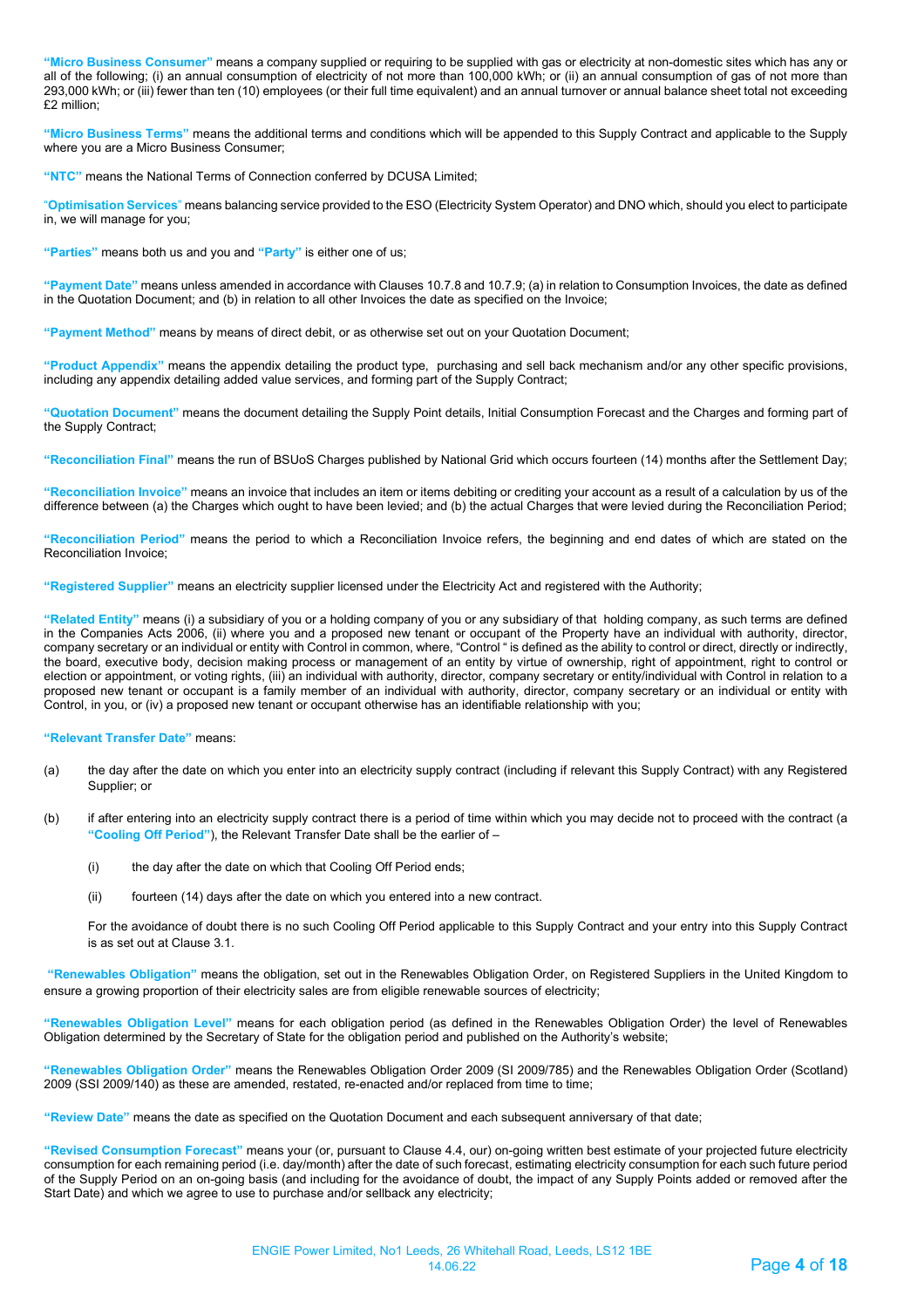**"Micro Business Consumer"** means a company supplied or requiring to be supplied with gas or electricity at non-domestic sites which has any or all of the following; (i) an annual consumption of electricity of not more than 100,000 kWh; or (ii) an annual consumption of gas of not more than 293,000 kWh; or (iii) fewer than ten (10) employees (or their full time equivalent) and an annual turnover or annual balance sheet total not exceeding £2 million;

**"Micro Business Terms"** means the additional terms and conditions which will be appended to this Supply Contract and applicable to the Supply where you are a Micro Business Consumer;

**"NTC"** means the National Terms of Connection conferred by DCUSA Limited;

"**Optimisation Services**" means balancing service provided to the ESO (Electricity System Operator) and DNO which, should you elect to participate in, we will manage for you;

**"Parties"** means both us and you and **"Party"** is either one of us;

**"Payment Date"** means unless amended in accordance with Clauses 10.7.8 and 10.7.9; (a) in relation to Consumption Invoices, the date as defined in the Quotation Document; and (b) in relation to all other Invoices the date as specified on the Invoice;

**"Payment Method"** means by means of direct debit, or as otherwise set out on your Quotation Document;

**"Product Appendix"** means the appendix detailing the product type, purchasing and sell back mechanism and/or any other specific provisions, including any appendix detailing added value services, and forming part of the Supply Contract;

**"Quotation Document"** means the document detailing the Supply Point details, Initial Consumption Forecast and the Charges and forming part of the Supply Contract;

**"Reconciliation Final"** means the run of BSUoS Charges published by National Grid which occurs fourteen (14) months after the Settlement Day;

**"Reconciliation Invoice"** means an invoice that includes an item or items debiting or crediting your account as a result of a calculation by us of the difference between (a) the Charges which ought to have been levied; and (b) the actual Charges that were levied during the Reconciliation Period;

**"Reconciliation Period"** means the period to which a Reconciliation Invoice refers, the beginning and end dates of which are stated on the Reconciliation Invoice;

**"Registered Supplier"** means an electricity supplier licensed under the Electricity Act and registered with the Authority;

**"Related Entity"** means (i) a subsidiary of you or a holding company of you or any subsidiary of that holding company, as such terms are defined in the Companies Acts 2006, (ii) where you and a proposed new tenant or occupant of the Property have an individual with authority, director, company secretary or an individual or entity with Control in common, where, "Control " is defined as the ability to control or direct, directly or indirectly, the board, executive body, decision making process or management of an entity by virtue of ownership, right of appointment, right to control or election or appointment, or voting rights, (iii) an individual with authority, director, company secretary or entity/individual with Control in relation to a proposed new tenant or occupant is a family member of an individual with authority, director, company secretary or an individual or entity with Control, in you, or (iv) a proposed new tenant or occupant otherwise has an identifiable relationship with you;

**"Relevant Transfer Date"** means:

(a) the day after the date on which you enter into an electricity supply contract (including if relevant this Supply Contract) with any Registered Supplier; or

(b) if after entering into an electricity supply contract there is a period of time within which you may decide not to proceed with the contract (a **"Cooling Off Period"**), the Relevant Transfer Date shall be the earlier of –

  (i) the day after the date on which that Cooling Off Period ends;

  (ii) fourteen (14) days after the date on which you entered into a new contract.

  For the avoidance of doubt there is no such Cooling Off Period applicable to this Supply Contract and your entry into this Supply Contract is as set out at Clause 3.1.

**"Renewables Obligation"** means the obligation, set out in the Renewables Obligation Order, on Registered Suppliers in the United Kingdom to ensure a growing proportion of their electricity sales are from eligible renewable sources of electricity;

**"Renewables Obligation Level"** means for each obligation period (as defined in the Renewables Obligation Order) the level of Renewables Obligation determined by the Secretary of State for the obligation period and published on the Authority's website;

**"Renewables Obligation Order"** means the Renewables Obligation Order 2009 (SI 2009/785) and the Renewables Obligation Order (Scotland) 2009 (SSI 2009/140) as these are amended, restated, re-enacted and/or replaced from time to time;

**"Review Date"** means the date as specified on the Quotation Document and each subsequent anniversary of that date;

**"Revised Consumption Forecast"** means your (or, pursuant to Clause 4.4, our) on-going written best estimate of your projected future electricity consumption for each remaining period (i.e. day/month) after the date of such forecast, estimating electricity consumption for each such future period of the Supply Period on an on-going basis (and including for the avoidance of doubt, the impact of any Supply Points added or removed after the Start Date) and which we agree to use to purchase and/or sellback any electricity;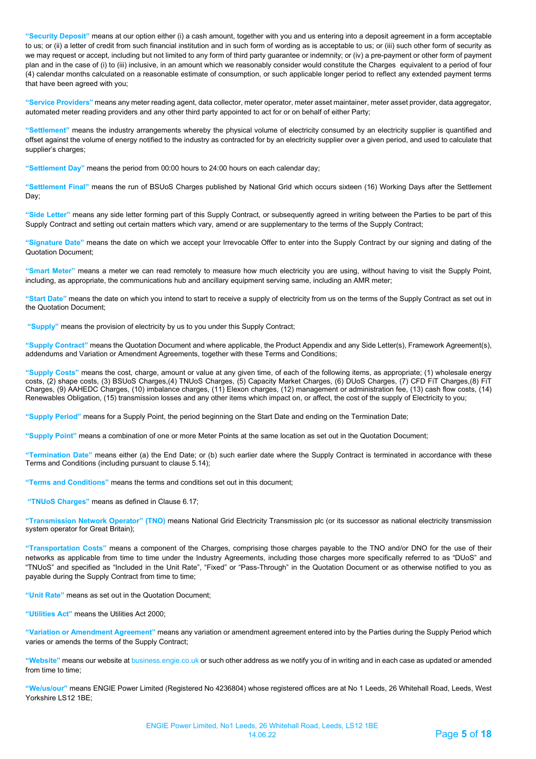**"Security Deposit"** means at our option either (i) a cash amount, together with you and us entering into a deposit agreement in a form acceptable to us; or (ii) a letter of credit from such financial institution and in such form of wording as is acceptable to us; or (iii) such other form of security as we may request or accept, including but not limited to any form of third party guarantee or indemnity; or (iv) a pre-payment or other form of payment plan and in the case of (i) to (iii) inclusive, in an amount which we reasonably consider would constitute the Charges equivalent to a period of four (4) calendar months calculated on a reasonable estimate of consumption, or such applicable longer period to reflect any extended payment terms that have been agreed with you;

**"Service Providers"** means any meter reading agent, data collector, meter operator, meter asset maintainer, meter asset provider, data aggregator, automated meter reading providers and any other third party appointed to act for or on behalf of either Party;

**"Settlement"** means the industry arrangements whereby the physical volume of electricity consumed by an electricity supplier is quantified and offset against the volume of energy notified to the industry as contracted for by an electricity supplier over a given period, and used to calculate that supplier's charges;

**"Settlement Day"** means the period from 00:00 hours to 24:00 hours on each calendar day;

**"Settlement Final"** means the run of BSUoS Charges published by National Grid which occurs sixteen (16) Working Days after the Settlement Day;

**"Side Letter"** means any side letter forming part of this Supply Contract, or subsequently agreed in writing between the Parties to be part of this Supply Contract and setting out certain matters which vary, amend or are supplementary to the terms of the Supply Contract;

**"Signature Date"** means the date on which we accept your Irrevocable Offer to enter into the Supply Contract by our signing and dating of the Quotation Document;

**"Smart Meter"** means a meter we can read remotely to measure how much electricity you are using, without having to visit the Supply Point, including, as appropriate, the communications hub and ancillary equipment serving same, including an AMR meter;

**"Start Date"** means the date on which you intend to start to receive a supply of electricity from us on the terms of the Supply Contract as set out in the Quotation Document;

**"Supply"** means the provision of electricity by us to you under this Supply Contract;

**"Supply Contract"** means the Quotation Document and where applicable, the Product Appendix and any Side Letter(s), Framework Agreement(s), addendums and Variation or Amendment Agreements, together with these Terms and Conditions;

**"Supply Costs"** means the cost, charge, amount or value at any given time, of each of the following items, as appropriate; (1) wholesale energy costs, (2) shape costs, (3) BSUoS Charges,(4) TNUoS Charges, (5) Capacity Market Charges, (6) DUoS Charges, (7) CFD FiT Charges,(8) FiT Charges, (9) AAHEDC Charges, (10) imbalance charges, (11) Elexon charges, (12) management or administration fee, (13) cash flow costs, (14) Renewables Obligation, (15) transmission losses and any other items which impact on, or affect, the cost of the supply of Electricity to you;

**"Supply Period"** means for a Supply Point, the period beginning on the Start Date and ending on the Termination Date;

**"Supply Point"** means a combination of one or more Meter Points at the same location as set out in the Quotation Document;

**"Termination Date"** means either (a) the End Date; or (b) such earlier date where the Supply Contract is terminated in accordance with these Terms and Conditions (including pursuant to clause 5.14);

**"Terms and Conditions"** means the terms and conditions set out in this document;

**"TNUoS Charges"** means as defined in Clause 6.17;

**"Transmission Network Operator" (TNO)** means National Grid Electricity Transmission plc (or its successor as national electricity transmission system operator for Great Britain);

**"Transportation Costs"** means a component of the Charges, comprising those charges payable to the TNO and/or DNO for the use of their networks as applicable from time to time under the Industry Agreements, including those charges more specifically referred to as "DUoS" and "TNUoS" and specified as "Included in the Unit Rate", "Fixed" or "Pass-Through" in the Quotation Document or as otherwise notified to you as payable during the Supply Contract from time to time;

**"Unit Rate"** means as set out in the Quotation Document;

**"Utilities Act"** means the Utilities Act 2000;

**"Variation or Amendment Agreement"** means any variation or amendment agreement entered into by the Parties during the Supply Period which varies or amends the terms of the Supply Contract;

**"Website"** means our website at business.engie.co.uk or such other address as we notify you of in writing and in each case as updated or amended from time to time;

**"We/us/our"** means ENGIE Power Limited (Registered No 4236804) whose registered offices are at No 1 Leeds, 26 Whitehall Road, Leeds, West Yorkshire LS12 1BE;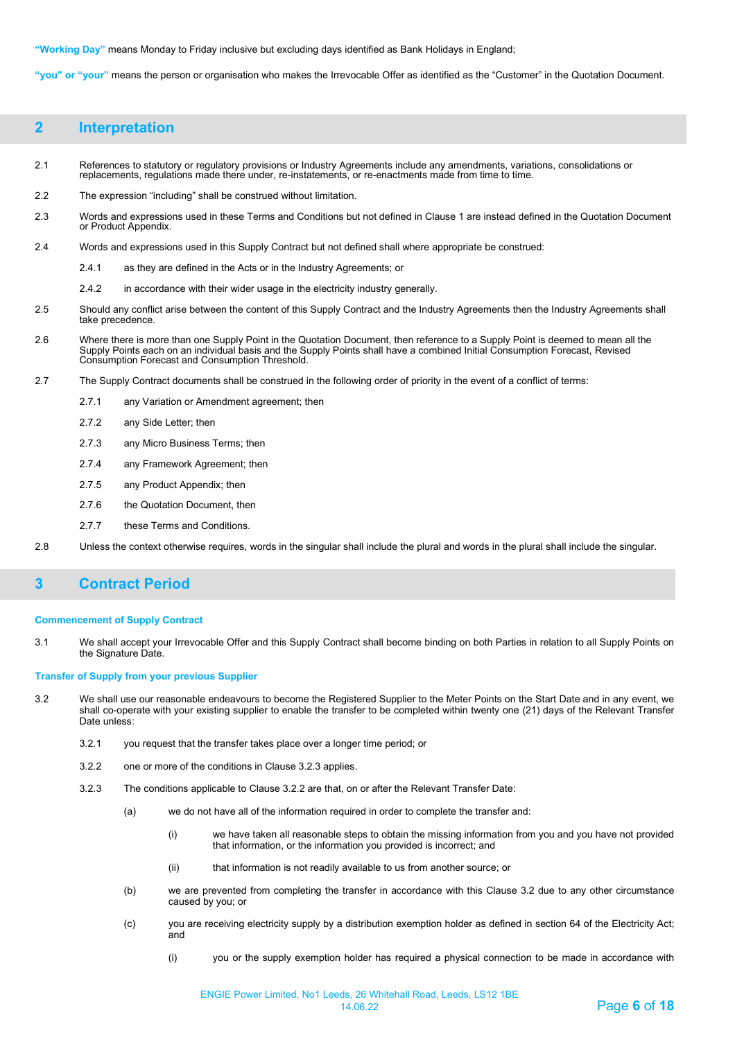**"Working Day"** means Monday to Friday inclusive but excluding days identified as Bank Holidays in England;

**"you" or "your"** means the person or organisation who makes the Irrevocable Offer as identified as the "Customer" in the Quotation Document.

## 2 Interpretation

2.1 References to statutory or regulatory provisions or Industry Agreements include any amendments, variations, consolidations or replacements, regulations made there under, re-instatements, or re-enactments made from time to time.

2.2 The expression "including" shall be construed without limitation.

2.3 Words and expressions used in these Terms and Conditions but not defined in Clause 1 are instead defined in the Quotation Document or Product Appendix.

2.4 Words and expressions used in this Supply Contract but not defined shall where appropriate be construed:

- 2.4.1 as they are defined in the Acts or in the Industry Agreements; or
- 2.4.2 in accordance with their wider usage in the electricity industry generally.

2.5 Should any conflict arise between the content of this Supply Contract and the Industry Agreements then the Industry Agreements shall take precedence.

2.6 Where there is more than one Supply Point in the Quotation Document, then reference to a Supply Point is deemed to mean all the Supply Points each on an individual basis and the Supply Points shall have a combined Initial Consumption Forecast, Revised Consumption Forecast and Consumption Threshold.

2.7 The Supply Contract documents shall be construed in the following order of priority in the event of a conflict of terms:

- 2.7.1 any Variation or Amendment agreement; then
- 2.7.2 any Side Letter; then
- 2.7.3 any Micro Business Terms; then
- 2.7.4 any Framework Agreement; then
- 2.7.5 any Product Appendix; then
- 2.7.6 the Quotation Document, then
- 2.7.7 these Terms and Conditions.

2.8 Unless the context otherwise requires, words in the singular shall include the plural and words in the plural shall include the singular.

## 3 Contract Period

### Commencement of Supply Contract

3.1 We shall accept your Irrevocable Offer and this Supply Contract shall become binding on both Parties in relation to all Supply Points on the Signature Date.

### Transfer of Supply from your previous Supplier

3.2 We shall use our reasonable endeavours to become the Registered Supplier to the Meter Points on the Start Date and in any event, we shall co-operate with your existing supplier to enable the transfer to be completed within twenty one (21) days of the Relevant Transfer Date unless:

- 3.2.1 you request that the transfer takes place over a longer time period; or
- 3.2.2 one or more of the conditions in Clause 3.2.3 applies.
- 3.2.3 The conditions applicable to Clause 3.2.2 are that, on or after the Relevant Transfer Date:
  - (a) we do not have all of the information required in order to complete the transfer and:
    - (i) we have taken all reasonable steps to obtain the missing information from you and you have not provided that information, or the information you provided is incorrect; and
    - (ii) that information is not readily available to us from another source; or
  - (b) we are prevented from completing the transfer in accordance with this Clause 3.2 due to any other circumstance caused by you; or
  - (c) you are receiving electricity supply by a distribution exemption holder as defined in section 64 of the Electricity Act; and
    - (i) you or the supply exemption holder has required a physical connection to be made in accordance with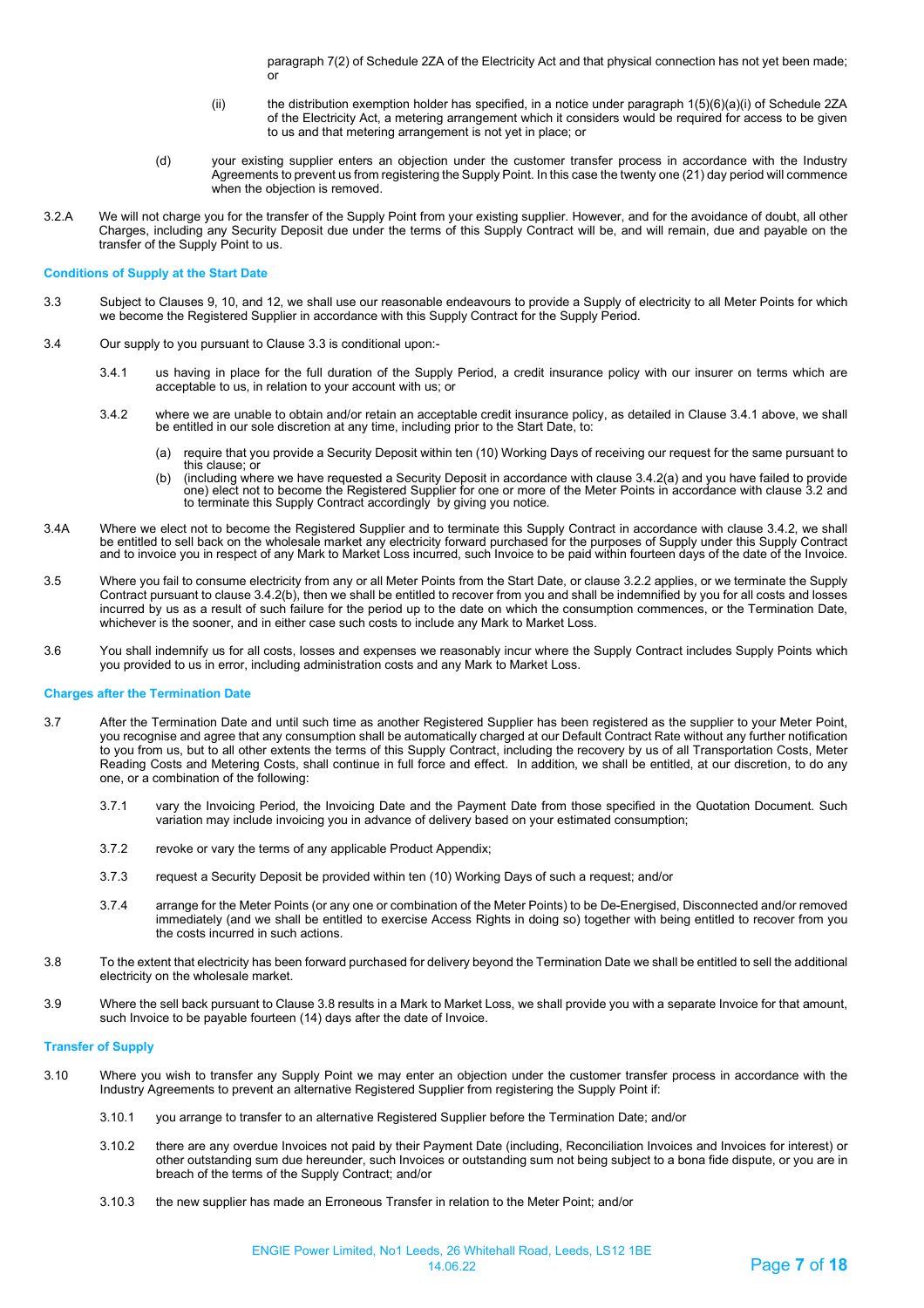paragraph 7(2) of Schedule 2ZA of the Electricity Act and that physical connection has not yet been made; or

(ii) the distribution exemption holder has specified, in a notice under paragraph 1(5)(6)(a)(i) of Schedule 2ZA of the Electricity Act, a metering arrangement which it considers would be required for access to be given to us and that metering arrangement is not yet in place; or

(d) your existing supplier enters an objection under the customer transfer process in accordance with the Industry Agreements to prevent us from registering the Supply Point. In this case the twenty one (21) day period will commence when the objection is removed.

3.2.A We will not charge you for the transfer of the Supply Point from your existing supplier. However, and for the avoidance of doubt, all other Charges, including any Security Deposit due under the terms of this Supply Contract will be, and will remain, due and payable on the transfer of the Supply Point to us.

### Conditions of Supply at the Start Date

3.3 Subject to Clauses 9, 10, and 12, we shall use our reasonable endeavours to provide a Supply of electricity to all Meter Points for which we become the Registered Supplier in accordance with this Supply Contract for the Supply Period.

3.4 Our supply to you pursuant to Clause 3.3 is conditional upon:-

3.4.1 us having in place for the full duration of the Supply Period, a credit insurance policy with our insurer on terms which are acceptable to us, in relation to your account with us; or

3.4.2 where we are unable to obtain and/or retain an acceptable credit insurance policy, as detailed in Clause 3.4.1 above, we shall be entitled in our sole discretion at any time, including prior to the Start Date, to:

(a) require that you provide a Security Deposit within ten (10) Working Days of receiving our request for the same pursuant to this clause; or

(b) (including where we have requested a Security Deposit in accordance with clause 3.4.2(a) and you have failed to provide one) elect not to become the Registered Supplier for one or more of the Meter Points in accordance with clause 3.2 and to terminate this Supply Contract accordingly by giving you notice.

3.4A Where we elect not to become the Registered Supplier and to terminate this Supply Contract in accordance with clause 3.4.2, we shall be entitled to sell back on the wholesale market any electricity forward purchased for the purposes of Supply under this Supply Contract and to invoice you in respect of any Mark to Market Loss incurred, such Invoice to be paid within fourteen days of the date of the Invoice.

3.5 Where you fail to consume electricity from any or all Meter Points from the Start Date, or clause 3.2.2 applies, or we terminate the Supply Contract pursuant to clause 3.4.2(b), then we shall be entitled to recover from you and shall be indemnified by you for all costs and losses incurred by us as a result of such failure for the period up to the date on which the consumption commences, or the Termination Date, whichever is the sooner, and in either case such costs to include any Mark to Market Loss.

3.6 You shall indemnify us for all costs, losses and expenses we reasonably incur where the Supply Contract includes Supply Points which you provided to us in error, including administration costs and any Mark to Market Loss.

### Charges after the Termination Date

3.7 After the Termination Date and until such time as another Registered Supplier has been registered as the supplier to your Meter Point, you recognise and agree that any consumption shall be automatically charged at our Default Contract Rate without any further notification to you from us, but to all other extents the terms of this Supply Contract, including the recovery by us of all Transportation Costs, Meter Reading Costs and Metering Costs, shall continue in full force and effect. In addition, we shall be entitled, at our discretion, to do any one, or a combination of the following:

3.7.1 vary the Invoicing Period, the Invoicing Date and the Payment Date from those specified in the Quotation Document. Such variation may include invoicing you in advance of delivery based on your estimated consumption;

3.7.2 revoke or vary the terms of any applicable Product Appendix;

3.7.3 request a Security Deposit be provided within ten (10) Working Days of such a request; and/or

3.7.4 arrange for the Meter Points (or any one or combination of the Meter Points) to be De-Energised, Disconnected and/or removed immediately (and we shall be entitled to exercise Access Rights in doing so) together with being entitled to recover from you the costs incurred in such actions.

3.8 To the extent that electricity has been forward purchased for delivery beyond the Termination Date we shall be entitled to sell the additional electricity on the wholesale market.

3.9 Where the sell back pursuant to Clause 3.8 results in a Mark to Market Loss, we shall provide you with a separate Invoice for that amount, such Invoice to be payable fourteen (14) days after the date of Invoice.

### Transfer of Supply

3.10 Where you wish to transfer any Supply Point we may enter an objection under the customer transfer process in accordance with the Industry Agreements to prevent an alternative Registered Supplier from registering the Supply Point if:

3.10.1 you arrange to transfer to an alternative Registered Supplier before the Termination Date; and/or

3.10.2 there are any overdue Invoices not paid by their Payment Date (including, Reconciliation Invoices and Invoices for interest) or other outstanding sum due hereunder, such Invoices or outstanding sum not being subject to a bona fide dispute, or you are in breach of the terms of the Supply Contract; and/or

3.10.3 the new supplier has made an Erroneous Transfer in relation to the Meter Point; and/or

ENGIE Power Limited, No1 Leeds, 26 Whitehall Road, Leeds, LS12 1BE
14.06.22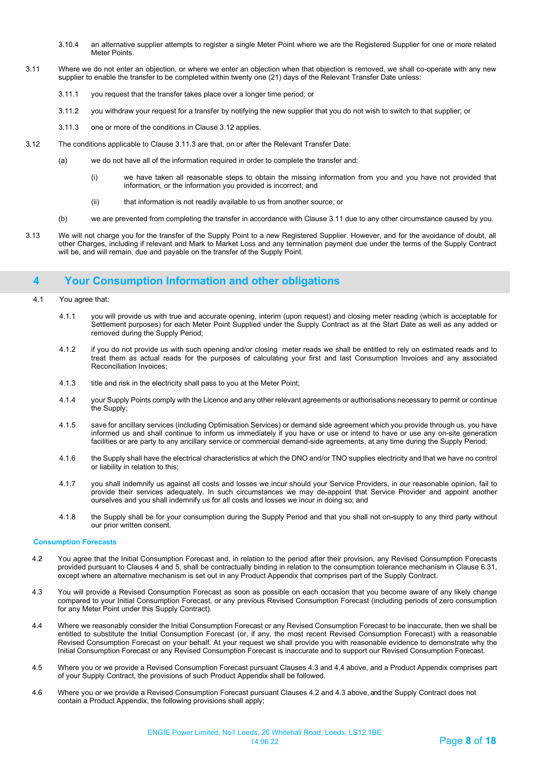3.10.4 an alternative supplier attempts to register a single Meter Point where we are the Registered Supplier for one or more related Meter Points.

3.11 Where we do not enter an objection, or where we enter an objection when that objection is removed, we shall co-operate with any new supplier to enable the transfer to be completed within twenty one (21) days of the Relevant Transfer Date unless:

3.11.1 you request that the transfer takes place over a longer time period; or

3.11.2 you withdraw your request for a transfer by notifying the new supplier that you do not wish to switch to that supplier; or

3.11.3 one or more of the conditions in Clause 3.12 applies.

3.12 The conditions applicable to Clause 3.11.3 are that, on or after the Relevant Transfer Date:

(a) we do not have all of the information required in order to complete the transfer and:

(i) we have taken all reasonable steps to obtain the missing information from you and you have not provided that information, or the information you provided is incorrect; and

(ii) that information is not readily available to us from another source; or

(b) we are prevented from completing the transfer in accordance with Clause 3.11 due to any other circumstance caused by you.

3.13 We will not charge you for the transfer of the Supply Point to a new Registered Supplier. However, and for the avoidance of doubt, all other Charges, including if relevant and Mark to Market Loss and any termination payment due under the terms of the Supply Contract will be, and will remain, due and payable on the transfer of the Supply Point.

## 4 Your Consumption Information and other obligations

4.1 You agree that:

4.1.1 you will provide us with true and accurate opening, interim (upon request) and closing meter reading (which is acceptable for Settlement purposes) for each Meter Point Supplied under the Supply Contract as at the Start Date as well as any added or removed during the Supply Period;

4.1.2 if you do not provide us with such opening and/or closing meter reads we shall be entitled to rely on estimated reads and to treat them as actual reads for the purposes of calculating your first and last Consumption Invoices and any associated Reconciliation Invoices;

4.1.3 title and risk in the electricity shall pass to you at the Meter Point;

4.1.4 your Supply Points comply with the Licence and any other relevant agreements or authorisations necessary to permit or continue the Supply;

4.1.5 save for ancillary services (including Optimisation Services) or demand side agreement which you provide through us, you have informed us and shall continue to inform us immediately if you have or intend to have or use any on-site generation facilities or are party to any ancillary service or commercial demand-side agreements, at any time during the Supply Period;

4.1.6 the Supply shall have the electrical characteristics at which the DNO and/or TNO supplies electricity and that we have no control or liability in relation to this;

4.1.7 you shall indemnify us against all costs and losses we incur should your Service Providers, in our reasonable opinion, fail to provide their services adequately. In such circumstances we may de-appoint that Service Provider and appoint another ourselves and you shall indemnify us for all costs and losses we incur in doing so; and

4.1.8 the Supply shall be for your consumption during the Supply Period and that you shall not on-supply to any third party without our prior written consent.

#### Consumption Forecasts

4.2 You agree that the Initial Consumption Forecast and, in relation to the period after their provision, any Revised Consumption Forecasts provided pursuant to Clauses 4 and 5, shall be contractually binding in relation to the consumption tolerance mechanism in Clause 6.31, except where an alternative mechanism is set out in any Product Appendix that comprises part of the Supply Contract.

4.3 You will provide a Revised Consumption Forecast as soon as possible on each occasion that you become aware of any likely change compared to your Initial Consumption Forecast, or any previous Revised Consumption Forecast (including periods of zero consumption for any Meter Point under this Supply Contract).

4.4 Where we reasonably consider the Initial Consumption Forecast or any Revised Consumption Forecast to be inaccurate, then we shall be entitled to substitute the Initial Consumption Forecast (or, if any, the most recent Revised Consumption Forecast) with a reasonable Revised Consumption Forecast on your behalf. At your request we shall provide you with reasonable evidence to demonstrate why the Initial Consumption Forecast or any Revised Consumption Forecast is inaccurate and to support our Revised Consumption Forecast.

4.5 Where you or we provide a Revised Consumption Forecast pursuant Clauses 4.3 and 4.4 above, and a Product Appendix comprises part of your Supply Contract, the provisions of such Product Appendix shall be followed.

4.6 Where you or we provide a Revised Consumption Forecast pursuant Clauses 4.2 and 4.3 above, and the Supply Contract does not contain a Product Appendix, the following provisions shall apply;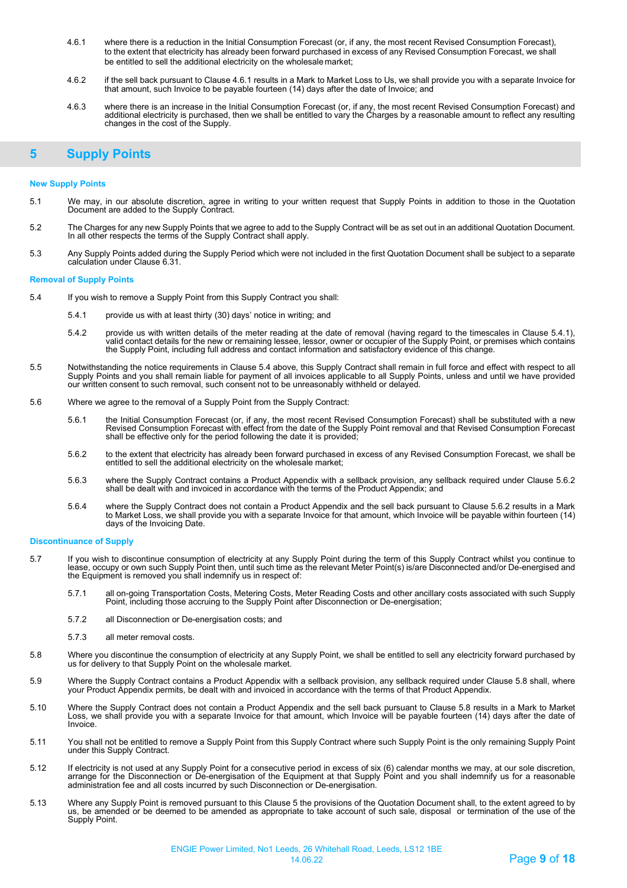4.6.1 where there is a reduction in the Initial Consumption Forecast (or, if any, the most recent Revised Consumption Forecast), to the extent that electricity has already been forward purchased in excess of any Revised Consumption Forecast, we shall be entitled to sell the additional electricity on the wholesale market;

4.6.2 if the sell back pursuant to Clause 4.6.1 results in a Mark to Market Loss to Us, we shall provide you with a separate Invoice for that amount, such Invoice to be payable fourteen (14) days after the date of Invoice; and

4.6.3 where there is an increase in the Initial Consumption Forecast (or, if any, the most recent Revised Consumption Forecast) and additional electricity is purchased, then we shall be entitled to vary the Charges by a reasonable amount to reflect any resulting changes in the cost of the Supply.

## 5 Supply Points

### New Supply Points

5.1 We may, in our absolute discretion, agree in writing to your written request that Supply Points in addition to those in the Quotation Document are added to the Supply Contract.

5.2 The Charges for any new Supply Points that we agree to add to the Supply Contract will be as set out in an additional Quotation Document. In all other respects the terms of the Supply Contract shall apply.

5.3 Any Supply Points added during the Supply Period which were not included in the first Quotation Document shall be subject to a separate calculation under Clause 6.31.

### Removal of Supply Points

5.4 If you wish to remove a Supply Point from this Supply Contract you shall:

5.4.1 provide us with at least thirty (30) days' notice in writing; and

5.4.2 provide us with written details of the meter reading at the date of removal (having regard to the timescales in Clause 5.4.1), valid contact details for the new or remaining lessee, lessor, owner or occupier of the Supply Point, or premises which contains the Supply Point, including full address and contact information and satisfactory evidence of this change.

5.5 Notwithstanding the notice requirements in Clause 5.4 above, this Supply Contract shall remain in full force and effect with respect to all Supply Points and you shall remain liable for payment of all invoices applicable to all Supply Points, unless and until we have provided our written consent to such removal, such consent not to be unreasonably withheld or delayed.

5.6 Where we agree to the removal of a Supply Point from the Supply Contract:

5.6.1 the Initial Consumption Forecast (or, if any, the most recent Revised Consumption Forecast) shall be substituted with a new Revised Consumption Forecast with effect from the date of the Supply Point removal and that Revised Consumption Forecast shall be effective only for the period following the date it is provided;

5.6.2 to the extent that electricity has already been forward purchased in excess of any Revised Consumption Forecast, we shall be entitled to sell the additional electricity on the wholesale market;

5.6.3 where the Supply Contract contains a Product Appendix with a sellback provision, any sellback required under Clause 5.6.2 shall be dealt with and invoiced in accordance with the terms of the Product Appendix; and

5.6.4 where the Supply Contract does not contain a Product Appendix and the sell back pursuant to Clause 5.6.2 results in a Mark to Market Loss, we shall provide you with a separate Invoice for that amount, which Invoice will be payable within fourteen (14) days of the Invoicing Date.

### Discontinuance of Supply

5.7 If you wish to discontinue consumption of electricity at any Supply Point during the term of this Supply Contract whilst you continue to lease, occupy or own such Supply Point then, until such time as the relevant Meter Point(s) is/are Disconnected and/or De-energised and the Equipment is removed you shall indemnify us in respect of:

5.7.1 all on-going Transportation Costs, Metering Costs, Meter Reading Costs and other ancillary costs associated with such Supply Point, including those accruing to the Supply Point after Disconnection or De-energisation;

5.7.2 all Disconnection or De-energisation costs; and

5.7.3 all meter removal costs.

5.8 Where you discontinue the consumption of electricity at any Supply Point, we shall be entitled to sell any electricity forward purchased by us for delivery to that Supply Point on the wholesale market.

5.9 Where the Supply Contract contains a Product Appendix with a sellback provision, any sellback required under Clause 5.8 shall, where your Product Appendix permits, be dealt with and invoiced in accordance with the terms of that Product Appendix.

5.10 Where the Supply Contract does not contain a Product Appendix and the sell back pursuant to Clause 5.8 results in a Mark to Market Loss, we shall provide you with a separate Invoice for that amount, which Invoice will be payable fourteen (14) days after the date of Invoice.

5.11 You shall not be entitled to remove a Supply Point from this Supply Contract where such Supply Point is the only remaining Supply Point under this Supply Contract.

5.12 If electricity is not used at any Supply Point for a consecutive period in excess of six (6) calendar months we may, at our sole discretion, arrange for the Disconnection or De-energisation of the Equipment at that Supply Point and you shall indemnify us for a reasonable administration fee and all costs incurred by such Disconnection or De-energisation.

5.13 Where any Supply Point is removed pursuant to this Clause 5 the provisions of the Quotation Document shall, to the extent agreed to by us, be amended or be deemed to be amended as appropriate to take account of such sale, disposal or termination of the use of the Supply Point.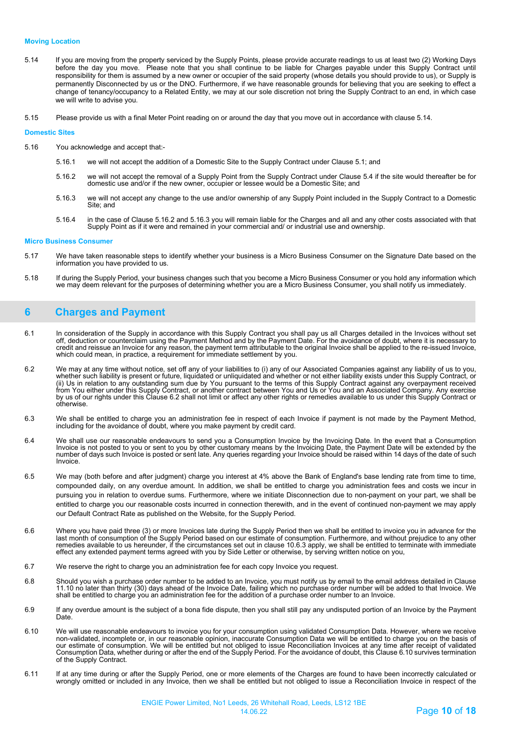### Moving Location

5.14 If you are moving from the property serviced by the Supply Points, please provide accurate readings to us at least two (2) Working Days before the day you move. Please note that you shall continue to be liable for Charges payable under this Supply Contract until responsibility for them is assumed by a new owner or occupier of the said property (whose details you should provide to us), or Supply is permanently Disconnected by us or the DNO. Furthermore, if we have reasonable grounds for believing that you are seeking to effect a change of tenancy/occupancy to a Related Entity, we may at our sole discretion not bring the Supply Contract to an end, in which case we will write to advise you.

5.15 Please provide us with a final Meter Point reading on or around the day that you move out in accordance with clause 5.14.

### Domestic Sites

5.16 You acknowledge and accept that:-

5.16.1 we will not accept the addition of a Domestic Site to the Supply Contract under Clause 5.1; and

5.16.2 we will not accept the removal of a Supply Point from the Supply Contract under Clause 5.4 if the site would thereafter be for domestic use and/or if the new owner, occupier or lessee would be a Domestic Site; and

5.16.3 we will not accept any change to the use and/or ownership of any Supply Point included in the Supply Contract to a Domestic Site; and

5.16.4 in the case of Clause 5.16.2 and 5.16.3 you will remain liable for the Charges and all and any other costs associated with that Supply Point as if it were and remained in your commercial and/ or industrial use and ownership.

### Micro Business Consumer

5.17 We have taken reasonable steps to identify whether your business is a Micro Business Consumer on the Signature Date based on the information you have provided to us.

5.18 If during the Supply Period, your business changes such that you become a Micro Business Consumer or you hold any information which we may deem relevant for the purposes of determining whether you are a Micro Business Consumer, you shall notify us immediately.

## 6 Charges and Payment

6.1 In consideration of the Supply in accordance with this Supply Contract you shall pay us all Charges detailed in the Invoices without set off, deduction or counterclaim using the Payment Method and by the Payment Date. For the avoidance of doubt, where it is necessary to credit and reissue an Invoice for any reason, the payment term attributable to the original Invoice shall be applied to the re-issued Invoice, which could mean, in practice, a requirement for immediate settlement by you.

6.2 We may at any time without notice, set off any of your liabilities to (i) any of our Associated Companies against any liability of us to you, whether such liability is present or future, liquidated or unliquidated and whether or not either liability exists under this Supply Contract, or (ii) Us in relation to any outstanding sum due by You pursuant to the terms of this Supply Contract against any overpayment received from You either under this Supply Contract, or another contract between You and Us or You and an Associated Company. Any exercise by us of our rights under this Clause 6.2 shall not limit or affect any other rights or remedies available to us under this Supply Contract or otherwise.

6.3 We shall be entitled to charge you an administration fee in respect of each Invoice if payment is not made by the Payment Method, including for the avoidance of doubt, where you make payment by credit card.

6.4 We shall use our reasonable endeavours to send you a Consumption Invoice by the Invoicing Date. In the event that a Consumption Invoice is not posted to you or sent to you by other customary means by the Invoicing Date, the Payment Date will be extended by the number of days such Invoice is posted or sent late. Any queries regarding your Invoice should be raised within 14 days of the date of such Invoice.

6.5 We may (both before and after judgment) charge you interest at 4% above the Bank of England's base lending rate from time to time, compounded daily, on any overdue amount. In addition, we shall be entitled to charge you administration fees and costs we incur in pursuing you in relation to overdue sums. Furthermore, where we initiate Disconnection due to non-payment on your part, we shall be entitled to charge you our reasonable costs incurred in connection therewith, and in the event of continued non-payment we may apply our Default Contract Rate as published on the Website, for the Supply Period.

6.6 Where you have paid three (3) or more Invoices late during the Supply Period then we shall be entitled to invoice you in advance for the last month of consumption of the Supply Period based on our estimate of consumption. Furthermore, and without prejudice to any other remedies available to us hereunder, if the circumstances set out in clause 10.6.3 apply, we shall be entitled to terminate with immediate effect any extended payment terms agreed with you by Side Letter or otherwise, by serving written notice on you,

6.7 We reserve the right to charge you an administration fee for each copy Invoice you request.

6.8 Should you wish a purchase order number to be added to an Invoice, you must notify us by email to the email address detailed in Clause 11.10 no later than thirty (30) days ahead of the Invoice Date, failing which no purchase order number will be added to that Invoice. We shall be entitled to charge you an administration fee for the addition of a purchase order number to an Invoice.

6.9 If any overdue amount is the subject of a bona fide dispute, then you shall still pay any undisputed portion of an Invoice by the Payment Date.

6.10 We will use reasonable endeavours to invoice you for your consumption using validated Consumption Data. However, where we receive non-validated, incomplete or, in our reasonable opinion, inaccurate Consumption Data we will be entitled to charge you on the basis of our estimate of consumption. We will be entitled but not obliged to issue Reconciliation Invoices at any time after receipt of validated Consumption Data, whether during or after the end of the Supply Period. For the avoidance of doubt, this Clause 6.10 survives termination of the Supply Contract.

6.11 If at any time during or after the Supply Period, one or more elements of the Charges are found to have been incorrectly calculated or wrongly omitted or included in any Invoice, then we shall be entitled but not obliged to issue a Reconciliation Invoice in respect of the

ENGIE Power Limited, No1 Leeds, 26 Whitehall Road, Leeds, LS12 1BE
14.06.22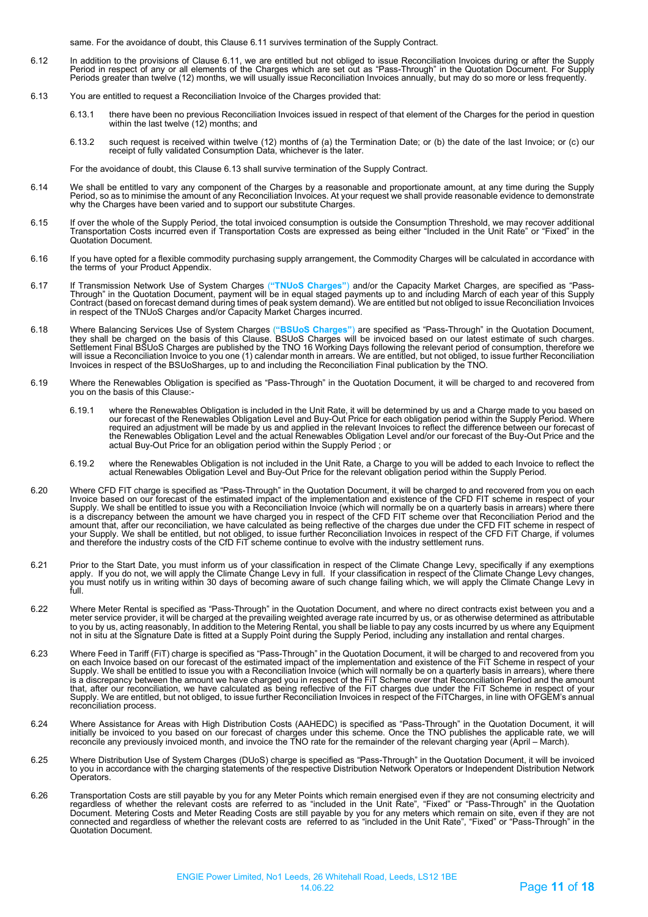same. For the avoidance of doubt, this Clause 6.11 survives termination of the Supply Contract.

6.12 In addition to the provisions of Clause 6.11, we are entitled but not obliged to issue Reconciliation Invoices during or after the Supply Period in respect of any or all elements of the Charges which are set out as "Pass-Through" in the Quotation Document. For Supply Periods greater than twelve (12) months, we will usually issue Reconciliation Invoices annually, but may do so more or less frequently.

6.13 You are entitled to request a Reconciliation Invoice of the Charges provided that:

6.13.1 there have been no previous Reconciliation Invoices issued in respect of that element of the Charges for the period in question within the last twelve (12) months; and

6.13.2 such request is received within twelve (12) months of (a) the Termination Date; or (b) the date of the last Invoice; or (c) our receipt of fully validated Consumption Data, whichever is the later.

For the avoidance of doubt, this Clause 6.13 shall survive termination of the Supply Contract.

6.14 We shall be entitled to vary any component of the Charges by a reasonable and proportionate amount, at any time during the Supply Period, so as to minimise the amount of any Reconciliation Invoices. At your request we shall provide reasonable evidence to demonstrate why the Charges have been varied and to support our substitute Charges.

6.15 If over the whole of the Supply Period, the total invoiced consumption is outside the Consumption Threshold, we may recover additional Transportation Costs incurred even if Transportation Costs are expressed as being either "Included in the Unit Rate" or "Fixed" in the Quotation Document.

6.16 If you have opted for a flexible commodity purchasing supply arrangement, the Commodity Charges will be calculated in accordance with the terms of your Product Appendix.

6.17 If Transmission Network Use of System Charges (**"TNUoS Charges"**) and/or the Capacity Market Charges, are specified as "Pass-Through" in the Quotation Document, payment will be in equal staged payments up to and including March of each year of this Supply Contract (based on forecast demand during times of peak system demand). We are entitled but not obliged to issue Reconciliation Invoices in respect of the TNUoS Charges and/or Capacity Market Charges incurred.

6.18 Where Balancing Services Use of System Charges (**"BSUoS Charges"**) are specified as "Pass-Through" in the Quotation Document, they shall be charged on the basis of this Clause. BSUoS Charges will be invoiced based on our latest estimate of such charges. Settlement Final BSUoS Charges are published by the TNO 16 Working Days following the relevant period of consumption, therefore we will issue a Reconciliation Invoice to you one (1) calendar month in arrears. We are entitled, but not obliged, to issue further Reconciliation Invoices in respect of the BSUoSharges, up to and including the Reconciliation Final publication by the TNO.

6.19 Where the Renewables Obligation is specified as "Pass-Through" in the Quotation Document, it will be charged to and recovered from you on the basis of this Clause:-

6.19.1 where the Renewables Obligation is included in the Unit Rate, it will be determined by us and a Charge made to you based on our forecast of the Renewables Obligation Level and Buy-Out Price for each obligation period within the Supply Period. Where required an adjustment will be made by us and applied in the relevant Invoices to reflect the difference between our forecast of the Renewables Obligation Level and the actual Renewables Obligation Level and/or our forecast of the Buy-Out Price and the actual Buy-Out Price for an obligation period within the Supply Period ; or

6.19.2 where the Renewables Obligation is not included in the Unit Rate, a Charge to you will be added to each Invoice to reflect the actual Renewables Obligation Level and Buy-Out Price for the relevant obligation period within the Supply Period.

6.20 Where CFD FIT charge is specified as "Pass-Through" in the Quotation Document, it will be charged to and recovered from you on each Invoice based on our forecast of the estimated impact of the implementation and existence of the CFD FIT scheme in respect of your Supply. We shall be entitled to issue you with a Reconciliation Invoice (which will normally be on a quarterly basis in arrears) where there is a discrepancy between the amount we have charged you in respect of the CFD FIT scheme over that Reconciliation Period and the amount that, after our reconciliation, we have calculated as being reflective of the charges due under the CFD FIT scheme in respect of your Supply. We shall be entitled, but not obliged, to issue further Reconciliation Invoices in respect of the CFD FiT Charge, if volumes and therefore the industry costs of the CfD FiT scheme continue to evolve with the industry settlement runs.

6.21 Prior to the Start Date, you must inform us of your classification in respect of the Climate Change Levy, specifically if any exemptions apply. If you do not, we will apply the Climate Change Levy in full. If your classification in respect of the Climate Change Levy changes, you must notify us in writing within 30 days of becoming aware of such change failing which, we will apply the Climate Change Levy in full.

6.22 Where Meter Rental is specified as "Pass-Through" in the Quotation Document, and where no direct contracts exist between you and a meter service provider, it will be charged at the prevailing weighted average rate incurred by us, or as otherwise determined as attributable to you by us, acting reasonably, In addition to the Metering Rental, you shall be liable to pay any costs incurred by us where any Equipment not in situ at the Signature Date is fitted at a Supply Point during the Supply Period, including any installation and rental charges.

6.23 Where Feed in Tariff (FiT) charge is specified as "Pass-Through" in the Quotation Document, it will be charged to and recovered from you on each Invoice based on our forecast of the estimated impact of the implementation and existence of the FiT Scheme in respect of your Supply. We shall be entitled to issue you with a Reconciliation Invoice (which will normally be on a quarterly basis in arrears), where there is a discrepancy between the amount we have charged you in respect of the FiT Scheme over that Reconciliation Period and the amount that, after our reconciliation, we have calculated as being reflective of the FiT charges due under the FiT Scheme in respect of your Supply. We are entitled, but not obliged, to issue further Reconciliation Invoices in respect of the FiTCharges, in line with OFGEM's annual reconciliation process.

6.24 Where Assistance for Areas with High Distribution Costs (AAHEDC) is specified as "Pass-Through" in the Quotation Document, it will initially be invoiced to you based on our forecast of charges under this scheme. Once the TNO publishes the applicable rate, we will reconcile any previously invoiced month, and invoice the TNO rate for the remainder of the relevant charging year (April – March).

6.25 Where Distribution Use of System Charges (DUoS) charge is specified as "Pass-Through" in the Quotation Document, it will be invoiced to you in accordance with the charging statements of the respective Distribution Network Operators or Independent Distribution Network Operators.

6.26 Transportation Costs are still payable by you for any Meter Points which remain energised even if they are not consuming electricity and regardless of whether the relevant costs are referred to as "included in the Unit Rate", "Fixed" or "Pass-Through" in the Quotation Document. Metering Costs and Meter Reading Costs are still payable by you for any meters which remain on site, even if they are not connected and regardless of whether the relevant costs are referred to as "included in the Unit Rate", "Fixed" or "Pass-Through" in the Quotation Document.

ENGIE Power Limited, No1 Leeds, 26 Whitehall Road, Leeds, LS12 1BE
14.06.22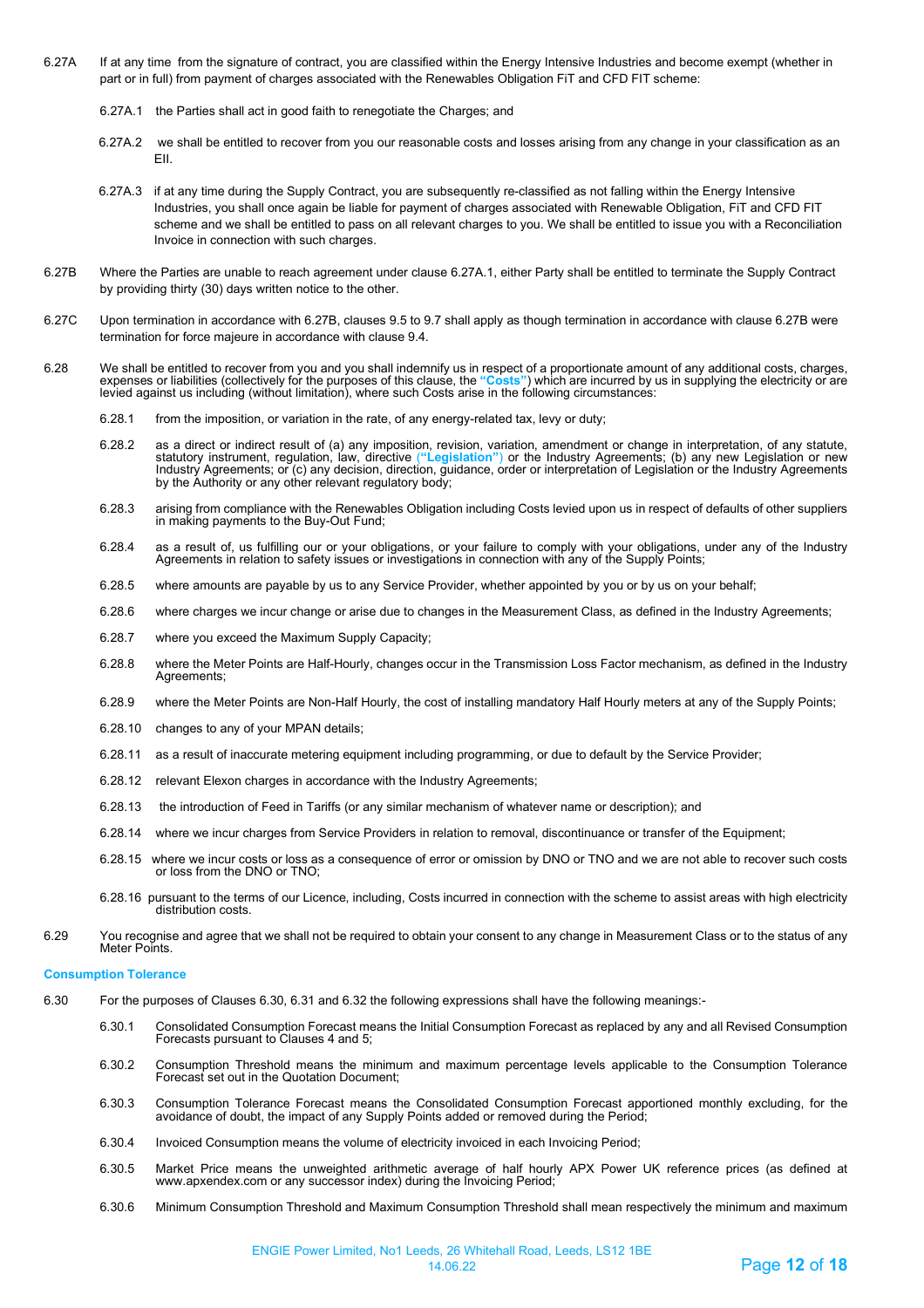6.27A If at any time from the signature of contract, you are classified within the Energy Intensive Industries and become exempt (whether in part or in full) from payment of charges associated with the Renewables Obligation FiT and CFD FIT scheme:

6.27A.1 the Parties shall act in good faith to renegotiate the Charges; and

6.27A.2 we shall be entitled to recover from you our reasonable costs and losses arising from any change in your classification as an EII.

6.27A.3 if at any time during the Supply Contract, you are subsequently re-classified as not falling within the Energy Intensive Industries, you shall once again be liable for payment of charges associated with Renewable Obligation, FiT and CFD FIT scheme and we shall be entitled to pass on all relevant charges to you. We shall be entitled to issue you with a Reconciliation Invoice in connection with such charges.

6.27B Where the Parties are unable to reach agreement under clause 6.27A.1, either Party shall be entitled to terminate the Supply Contract by providing thirty (30) days written notice to the other.

6.27C Upon termination in accordance with 6.27B, clauses 9.5 to 9.7 shall apply as though termination in accordance with clause 6.27B were termination for force majeure in accordance with clause 9.4.

6.28 We shall be entitled to recover from you and you shall indemnify us in respect of a proportionate amount of any additional costs, charges, expenses or liabilities (collectively for the purposes of this clause, the **"Costs"**) which are incurred by us in supplying the electricity or are levied against us including (without limitation), where such Costs arise in the following circumstances:

6.28.1 from the imposition, or variation in the rate, of any energy-related tax, levy or duty;

6.28.2 as a direct or indirect result of (a) any imposition, revision, variation, amendment or change in interpretation, of any statute, statutory instrument, regulation, law, directive (**"Legislation"**) or the Industry Agreements; (b) any new Legislation or new Industry Agreements; or (c) any decision, direction, guidance, order or interpretation of Legislation or the Industry Agreements by the Authority or any other relevant regulatory body;

6.28.3 arising from compliance with the Renewables Obligation including Costs levied upon us in respect of defaults of other suppliers in making payments to the Buy-Out Fund;

6.28.4 as a result of, us fulfilling our or your obligations, or your failure to comply with your obligations, under any of the Industry Agreements in relation to safety issues or investigations in connection with any of the Supply Points;

6.28.5 where amounts are payable by us to any Service Provider, whether appointed by you or by us on your behalf;

6.28.6 where charges we incur change or arise due to changes in the Measurement Class, as defined in the Industry Agreements;

6.28.7 where you exceed the Maximum Supply Capacity;

6.28.8 where the Meter Points are Half-Hourly, changes occur in the Transmission Loss Factor mechanism, as defined in the Industry Agreements;

6.28.9 where the Meter Points are Non-Half Hourly, the cost of installing mandatory Half Hourly meters at any of the Supply Points;

6.28.10 changes to any of your MPAN details;

6.28.11 as a result of inaccurate metering equipment including programming, or due to default by the Service Provider;

6.28.12 relevant Elexon charges in accordance with the Industry Agreements;

6.28.13 the introduction of Feed in Tariffs (or any similar mechanism of whatever name or description); and

6.28.14 where we incur charges from Service Providers in relation to removal, discontinuance or transfer of the Equipment;

6.28.15 where we incur costs or loss as a consequence of error or omission by DNO or TNO and we are not able to recover such costs or loss from the DNO or TNO;

6.28.16 pursuant to the terms of our Licence, including, Costs incurred in connection with the scheme to assist areas with high electricity distribution costs.

6.29 You recognise and agree that we shall not be required to obtain your consent to any change in Measurement Class or to the status of any Meter Points.

### Consumption Tolerance

6.30 For the purposes of Clauses 6.30, 6.31 and 6.32 the following expressions shall have the following meanings:-

6.30.1 Consolidated Consumption Forecast means the Initial Consumption Forecast as replaced by any and all Revised Consumption Forecasts pursuant to Clauses 4 and 5;

6.30.2 Consumption Threshold means the minimum and maximum percentage levels applicable to the Consumption Tolerance Forecast set out in the Quotation Document;

6.30.3 Consumption Tolerance Forecast means the Consolidated Consumption Forecast apportioned monthly excluding, for the avoidance of doubt, the impact of any Supply Points added or removed during the Period;

6.30.4 Invoiced Consumption means the volume of electricity invoiced in each Invoicing Period;

6.30.5 Market Price means the unweighted arithmetic average of half hourly APX Power UK reference prices (as defined at www.apxendex.com or any successor index) during the Invoicing Period;

6.30.6 Minimum Consumption Threshold and Maximum Consumption Threshold shall mean respectively the minimum and maximum

ENGIE Power Limited, No1 Leeds, 26 Whitehall Road, Leeds, LS12 1BE
14.06.22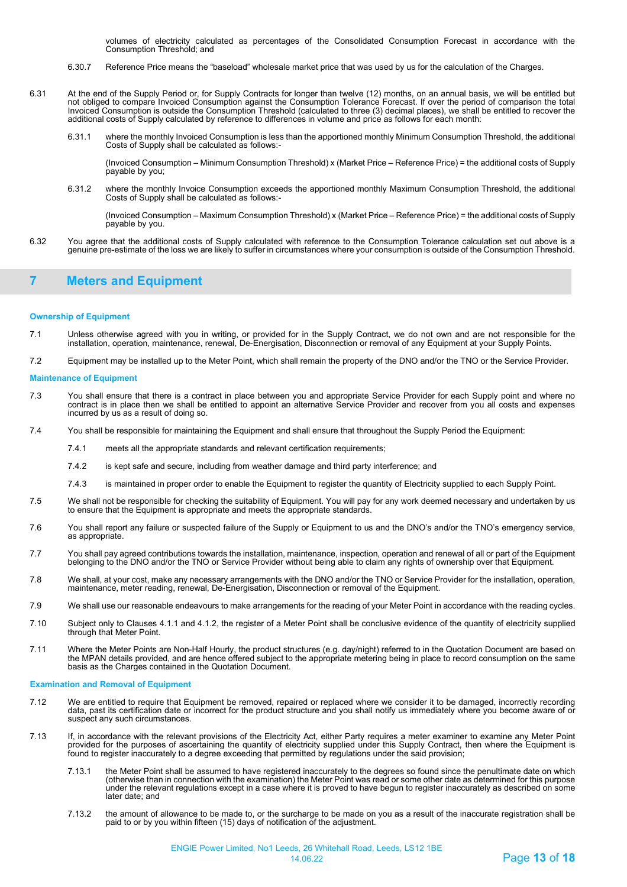volumes of electricity calculated as percentages of the Consolidated Consumption Forecast in accordance with the Consumption Threshold; and

6.30.7 Reference Price means the "baseload" wholesale market price that was used by us for the calculation of the Charges.

6.31 At the end of the Supply Period or, for Supply Contracts for longer than twelve (12) months, on an annual basis, we will be entitled but not obliged to compare Invoiced Consumption against the Consumption Tolerance Forecast. If over the period of comparison the total Invoiced Consumption is outside the Consumption Threshold (calculated to three (3) decimal places), we shall be entitled to recover the additional costs of Supply calculated by reference to differences in volume and price as follows for each month:

6.31.1 where the monthly Invoiced Consumption is less than the apportioned monthly Minimum Consumption Threshold, the additional Costs of Supply shall be calculated as follows:-

(Invoiced Consumption – Minimum Consumption Threshold) x (Market Price – Reference Price) = the additional costs of Supply payable by you;

6.31.2 where the monthly Invoice Consumption exceeds the apportioned monthly Maximum Consumption Threshold, the additional Costs of Supply shall be calculated as follows:-

(Invoiced Consumption – Maximum Consumption Threshold) x (Market Price – Reference Price) = the additional costs of Supply payable by you.

6.32 You agree that the additional costs of Supply calculated with reference to the Consumption Tolerance calculation set out above is a genuine pre-estimate of the loss we are likely to suffer in circumstances where your consumption is outside of the Consumption Threshold.

## 7 Meters and Equipment

### Ownership of Equipment

7.1 Unless otherwise agreed with you in writing, or provided for in the Supply Contract, we do not own and are not responsible for the installation, operation, maintenance, renewal, De-Energisation, Disconnection or removal of any Equipment at your Supply Points.

7.2 Equipment may be installed up to the Meter Point, which shall remain the property of the DNO and/or the TNO or the Service Provider.

### Maintenance of Equipment

7.3 You shall ensure that there is a contract in place between you and appropriate Service Provider for each Supply point and where no contract is in place then we shall be entitled to appoint an alternative Service Provider and recover from you all costs and expenses incurred by us as a result of doing so.

7.4 You shall be responsible for maintaining the Equipment and shall ensure that throughout the Supply Period the Equipment:

7.4.1 meets all the appropriate standards and relevant certification requirements;

7.4.2 is kept safe and secure, including from weather damage and third party interference; and

7.4.3 is maintained in proper order to enable the Equipment to register the quantity of Electricity supplied to each Supply Point.

7.5 We shall not be responsible for checking the suitability of Equipment. You will pay for any work deemed necessary and undertaken by us to ensure that the Equipment is appropriate and meets the appropriate standards.

7.6 You shall report any failure or suspected failure of the Supply or Equipment to us and the DNO's and/or the TNO's emergency service, as appropriate.

7.7 You shall pay agreed contributions towards the installation, maintenance, inspection, operation and renewal of all or part of the Equipment belonging to the DNO and/or the TNO or Service Provider without being able to claim any rights of ownership over that Equipment.

7.8 We shall, at your cost, make any necessary arrangements with the DNO and/or the TNO or Service Provider for the installation, operation, maintenance, meter reading, renewal, De-Energisation, Disconnection or removal of the Equipment.

7.9 We shall use our reasonable endeavours to make arrangements for the reading of your Meter Point in accordance with the reading cycles.

7.10 Subject only to Clauses 4.1.1 and 4.1.2, the register of a Meter Point shall be conclusive evidence of the quantity of electricity supplied through that Meter Point.

7.11 Where the Meter Points are Non-Half Hourly, the product structures (e.g. day/night) referred to in the Quotation Document are based on the MPAN details provided, and are hence offered subject to the appropriate metering being in place to record consumption on the same basis as the Charges contained in the Quotation Document.

### Examination and Removal of Equipment

7.12 We are entitled to require that Equipment be removed, repaired or replaced where we consider it to be damaged, incorrectly recording data, past its certification date or incorrect for the product structure and you shall notify us immediately where you become aware of or suspect any such circumstances.

7.13 If, in accordance with the relevant provisions of the Electricity Act, either Party requires a meter examiner to examine any Meter Point provided for the purposes of ascertaining the quantity of electricity supplied under this Supply Contract, then where the Equipment is found to register inaccurately to a degree exceeding that permitted by regulations under the said provision;

7.13.1 the Meter Point shall be assumed to have registered inaccurately to the degrees so found since the penultimate date on which (otherwise than in connection with the examination) the Meter Point was read or some other date as determined for this purpose under the relevant regulations except in a case where it is proved to have begun to register inaccurately as described on some later date; and

7.13.2 the amount of allowance to be made to, or the surcharge to be made on you as a result of the inaccurate registration shall be paid to or by you within fifteen (15) days of notification of the adjustment.

ENGIE Power Limited, No1 Leeds, 26 Whitehall Road, Leeds, LS12 1BE
14.06.22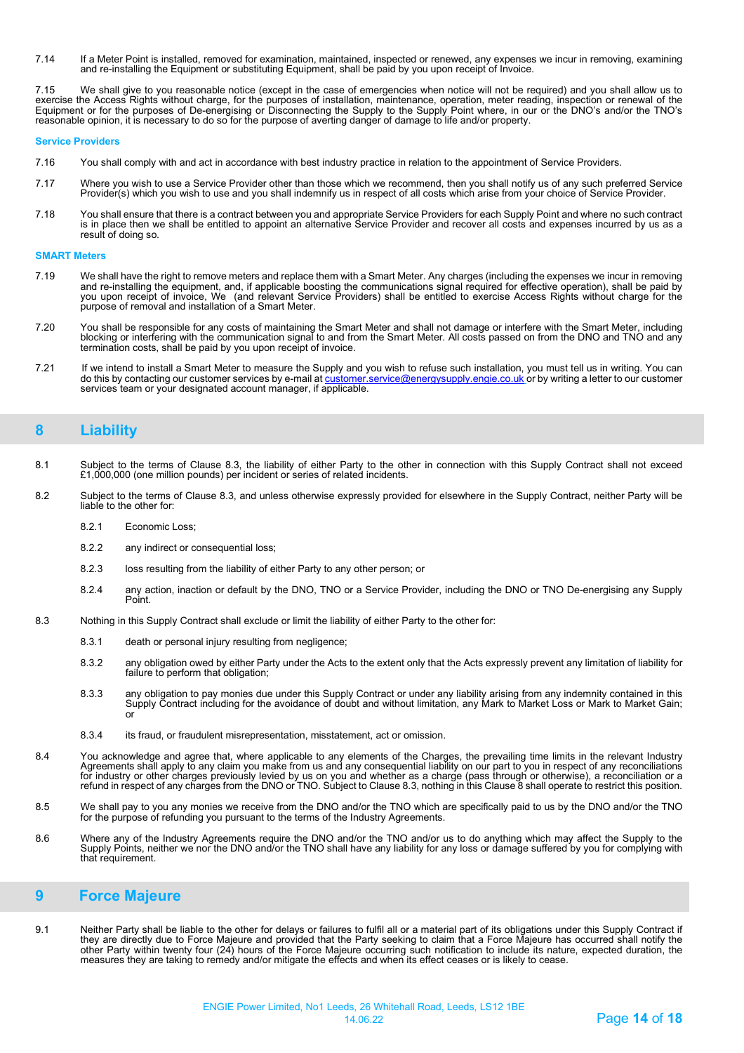7.14 If a Meter Point is installed, removed for examination, maintained, inspected or renewed, any expenses we incur in removing, examining and re-installing the Equipment or substituting Equipment, shall be paid by you upon receipt of Invoice.

7.15 We shall give to you reasonable notice (except in the case of emergencies when notice will not be required) and you shall allow us to exercise the Access Rights without charge, for the purposes of installation, maintenance, operation, meter reading, inspection or renewal of the Equipment or for the purposes of De-energising or Disconnecting the Supply to the Supply Point where, in our or the DNO's and/or the TNO's reasonable opinion, it is necessary to do so for the purpose of averting danger of damage to life and/or property.

### Service Providers

7.16 You shall comply with and act in accordance with best industry practice in relation to the appointment of Service Providers.

7.17 Where you wish to use a Service Provider other than those which we recommend, then you shall notify us of any such preferred Service Provider(s) which you wish to use and you shall indemnify us in respect of all costs which arise from your choice of Service Provider.

7.18 You shall ensure that there is a contract between you and appropriate Service Providers for each Supply Point and where no such contract is in place then we shall be entitled to appoint an alternative Service Provider and recover all costs and expenses incurred by us as a result of doing so.

### SMART Meters

7.19 We shall have the right to remove meters and replace them with a Smart Meter. Any charges (including the expenses we incur in removing and re-installing the equipment, and, if applicable boosting the communications signal required for effective operation), shall be paid by you upon receipt of invoice, We (and relevant Service Providers) shall be entitled to exercise Access Rights without charge for the purpose of removal and installation of a Smart Meter.

7.20 You shall be responsible for any costs of maintaining the Smart Meter and shall not damage or interfere with the Smart Meter, including blocking or interfering with the communication signal to and from the Smart Meter. All costs passed on from the DNO and TNO and any termination costs, shall be paid by you upon receipt of invoice.

7.21 If we intend to install a Smart Meter to measure the Supply and you wish to refuse such installation, you must tell us in writing. You can do this by contacting our customer services by e-mail at customer.service@energysupply.engie.co.uk or by writing a letter to our customer services team or your designated account manager, if applicable.

## 8 Liability

8.1 Subject to the terms of Clause 8.3, the liability of either Party to the other in connection with this Supply Contract shall not exceed £1,000,000 (one million pounds) per incident or series of related incidents.

8.2 Subject to the terms of Clause 8.3, and unless otherwise expressly provided for elsewhere in the Supply Contract, neither Party will be liable to the other for:

8.2.1 Economic Loss;

8.2.2 any indirect or consequential loss;

8.2.3 loss resulting from the liability of either Party to any other person; or

8.2.4 any action, inaction or default by the DNO, TNO or a Service Provider, including the DNO or TNO De-energising any Supply Point.

8.3 Nothing in this Supply Contract shall exclude or limit the liability of either Party to the other for:

8.3.1 death or personal injury resulting from negligence;

8.3.2 any obligation owed by either Party under the Acts to the extent only that the Acts expressly prevent any limitation of liability for failure to perform that obligation;

8.3.3 any obligation to pay monies due under this Supply Contract or under any liability arising from any indemnity contained in this Supply Contract including for the avoidance of doubt and without limitation, any Mark to Market Loss or Mark to Market Gain; or

8.3.4 its fraud, or fraudulent misrepresentation, misstatement, act or omission.

8.4 You acknowledge and agree that, where applicable to any elements of the Charges, the prevailing time limits in the relevant Industry Agreements shall apply to any claim you make from us and any consequential liability on our part to you in respect of any reconciliations for industry or other charges previously levied by us on you and whether as a charge (pass through or otherwise), a reconciliation or a refund in respect of any charges from the DNO or TNO. Subject to Clause 8.3, nothing in this Clause 8 shall operate to restrict this position.

8.5 We shall pay to you any monies we receive from the DNO and/or the TNO which are specifically paid to us by the DNO and/or the TNO for the purpose of refunding you pursuant to the terms of the Industry Agreements.

8.6 Where any of the Industry Agreements require the DNO and/or the TNO and/or us to do anything which may affect the Supply to the Supply Points, neither we nor the DNO and/or the TNO shall have any liability for any loss or damage suffered by you for complying with that requirement.

## 9 Force Majeure

9.1 Neither Party shall be liable to the other for delays or failures to fulfil all or a material part of its obligations under this Supply Contract if they are directly due to Force Majeure and provided that the Party seeking to claim that a Force Majeure has occurred shall notify the other Party within twenty four (24) hours of the Force Majeure occurring such notification to include its nature, expected duration, the measures they are taking to remedy and/or mitigate the effects and when its effect ceases or is likely to cease.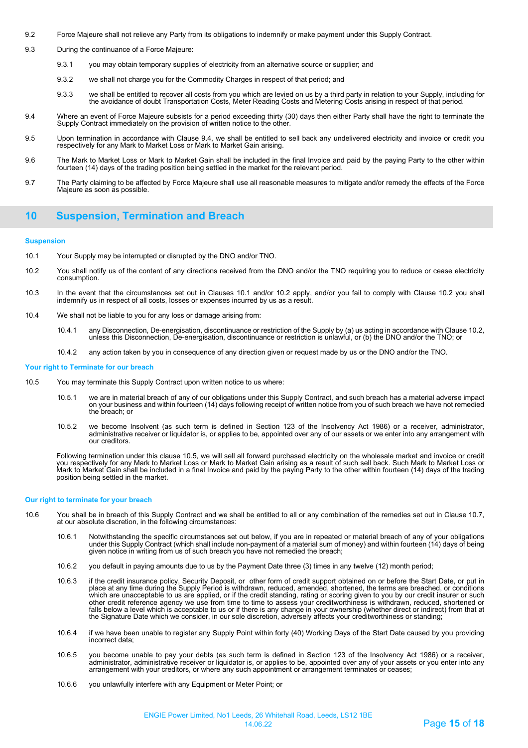9.2 Force Majeure shall not relieve any Party from its obligations to indemnify or make payment under this Supply Contract.

9.3 During the continuance of a Force Majeure:

9.3.1 you may obtain temporary supplies of electricity from an alternative source or supplier; and

9.3.2 we shall not charge you for the Commodity Charges in respect of that period; and

9.3.3 we shall be entitled to recover all costs from you which are levied on us by a third party in relation to your Supply, including for the avoidance of doubt Transportation Costs, Meter Reading Costs and Metering Costs arising in respect of that period.

9.4 Where an event of Force Majeure subsists for a period exceeding thirty (30) days then either Party shall have the right to terminate the Supply Contract immediately on the provision of written notice to the other.

9.5 Upon termination in accordance with Clause 9.4, we shall be entitled to sell back any undelivered electricity and invoice or credit you respectively for any Mark to Market Loss or Mark to Market Gain arising.

9.6 The Mark to Market Loss or Mark to Market Gain shall be included in the final Invoice and paid by the paying Party to the other within fourteen (14) days of the trading position being settled in the market for the relevant period.

9.7 The Party claiming to be affected by Force Majeure shall use all reasonable measures to mitigate and/or remedy the effects of the Force Majeure as soon as possible.

## 10 Suspension, Termination and Breach

**Suspension**

10.1 Your Supply may be interrupted or disrupted by the DNO and/or TNO.

10.2 You shall notify us of the content of any directions received from the DNO and/or the TNO requiring you to reduce or cease electricity consumption.

10.3 In the event that the circumstances set out in Clauses 10.1 and/or 10.2 apply, and/or you fail to comply with Clause 10.2 you shall indemnify us in respect of all costs, losses or expenses incurred by us as a result.

10.4 We shall not be liable to you for any loss or damage arising from:

10.4.1 any Disconnection, De-energisation, discontinuance or restriction of the Supply by (a) us acting in accordance with Clause 10.2, unless this Disconnection, De-energisation, discontinuance or restriction is unlawful, or (b) the DNO and/or the TNO; or

10.4.2 any action taken by you in consequence of any direction given or request made by us or the DNO and/or the TNO.

**Your right to Terminate for our breach**

10.5 You may terminate this Supply Contract upon written notice to us where:

10.5.1 we are in material breach of any of our obligations under this Supply Contract, and such breach has a material adverse impact on your business and within fourteen (14) days following receipt of written notice from you of such breach we have not remedied the breach; or

10.5.2 we become Insolvent (as such term is defined in Section 123 of the Insolvency Act 1986) or a receiver, administrator, administrative receiver or liquidator is, or applies to be, appointed over any of our assets or we enter into any arrangement with our creditors.

Following termination under this clause 10.5, we will sell all forward purchased electricity on the wholesale market and invoice or credit you respectively for any Mark to Market Loss or Mark to Market Gain arising as a result of such sell back. Such Mark to Market Loss or Mark to Market Gain shall be included in a final Invoice and paid by the paying Party to the other within fourteen (14) days of the trading position being settled in the market.

**Our right to terminate for your breach**

10.6 You shall be in breach of this Supply Contract and we shall be entitled to all or any combination of the remedies set out in Clause 10.7, at our absolute discretion, in the following circumstances:

10.6.1 Notwithstanding the specific circumstances set out below, if you are in repeated or material breach of any of your obligations under this Supply Contract (which shall include non-payment of a material sum of money) and within fourteen (14) days of being given notice in writing from us of such breach you have not remedied the breach;

10.6.2 you default in paying amounts due to us by the Payment Date three (3) times in any twelve (12) month period;

10.6.3 if the credit insurance policy, Security Deposit, or other form of credit support obtained on or before the Start Date, or put in place at any time during the Supply Period is withdrawn, reduced, amended, shortened, the terms are breached, or conditions which are unacceptable to us are applied, or if the credit standing, rating or scoring given to you by our credit insurer or such other credit reference agency we use from time to time to assess your creditworthiness is withdrawn, reduced, shortened or falls below a level which is acceptable to us or if there is any change in your ownership (whether direct or indirect) from that at the Signature Date which we consider, in our sole discretion, adversely affects your creditworthiness or standing;

10.6.4 if we have been unable to register any Supply Point within forty (40) Working Days of the Start Date caused by you providing incorrect data;

10.6.5 you become unable to pay your debts (as such term is defined in Section 123 of the Insolvency Act 1986) or a receiver, administrator, administrative receiver or liquidator is, or applies to be, appointed over any of your assets or you enter into any arrangement with your creditors, or where any such appointment or arrangement terminates or ceases;

10.6.6 you unlawfully interfere with any Equipment or Meter Point; or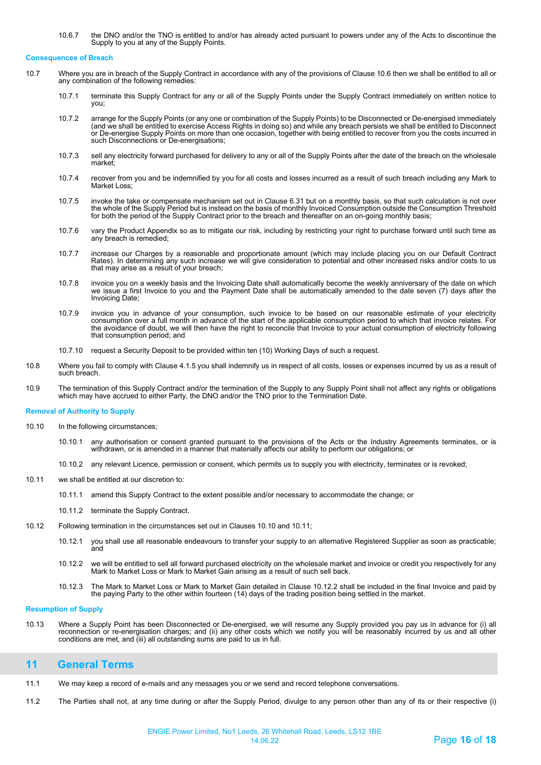10.6.7 the DNO and/or the TNO is entitled to and/or has already acted pursuant to powers under any of the Acts to discontinue the Supply to you at any of the Supply Points.

**Consequences of Breach**

10.7 Where you are in breach of the Supply Contract in accordance with any of the provisions of Clause 10.6 then we shall be entitled to all or any combination of the following remedies:

10.7.1 terminate this Supply Contract for any or all of the Supply Points under the Supply Contract immediately on written notice to you;

10.7.2 arrange for the Supply Points (or any one or combination of the Supply Points) to be Disconnected or De-energised immediately (and we shall be entitled to exercise Access Rights in doing so) and while any breach persists we shall be entitled to Disconnect or De-energise Supply Points on more than one occasion, together with being entitled to recover from you the costs incurred in such Disconnections or De-energisations;

10.7.3 sell any electricity forward purchased for delivery to any or all of the Supply Points after the date of the breach on the wholesale market;

10.7.4 recover from you and be indemnified by you for all costs and losses incurred as a result of such breach including any Mark to Market Loss;

10.7.5 invoke the take or compensate mechanism set out in Clause 6.31 but on a monthly basis, so that such calculation is not over the whole of the Supply Period but is instead on the basis of monthly Invoiced Consumption outside the Consumption Threshold for both the period of the Supply Contract prior to the breach and thereafter on an on-going monthly basis;

10.7.6 vary the Product Appendix so as to mitigate our risk, including by restricting your right to purchase forward until such time as any breach is remedied;

10.7.7 increase our Charges by a reasonable and proportionate amount (which may include placing you on our Default Contract Rates). In determining any such increase we will give consideration to potential and other increased risks and/or costs to us that may arise as a result of your breach;

10.7.8 invoice you on a weekly basis and the Invoicing Date shall automatically become the weekly anniversary of the date on which we issue a first Invoice to you and the Payment Date shall be automatically amended to the date seven (7) days after the Invoicing Date;

10.7.9 invoice you in advance of your consumption, such invoice to be based on our reasonable estimate of your electricity consumption over a full month in advance of the start of the applicable consumption period to which that invoice relates. For the avoidance of doubt, we will then have the right to reconcile that Invoice to your actual consumption of electricity following that consumption period; and

10.7.10 request a Security Deposit to be provided within ten (10) Working Days of such a request.

10.8 Where you fail to comply with Clause 4.1.5 you shall indemnify us in respect of all costs, losses or expenses incurred by us as a result of such breach.

10.9 The termination of this Supply Contract and/or the termination of the Supply to any Supply Point shall not affect any rights or obligations which may have accrued to either Party, the DNO and/or the TNO prior to the Termination Date.

**Removal of Authority to Supply**

10.10 In the following circumstances;

10.10.1 any authorisation or consent granted pursuant to the provisions of the Acts or the Industry Agreements terminates, or is withdrawn, or is amended in a manner that materially affects our ability to perform our obligations; or

10.10.2 any relevant Licence, permission or consent, which permits us to supply you with electricity, terminates or is revoked;

10.11 we shall be entitled at our discretion to:

10.11.1 amend this Supply Contract to the extent possible and/or necessary to accommodate the change; or

10.11.2 terminate the Supply Contract.

10.12 Following termination in the circumstances set out in Clauses 10.10 and 10.11;

10.12.1 you shall use all reasonable endeavours to transfer your supply to an alternative Registered Supplier as soon as practicable; and

10.12.2 we will be entitled to sell all forward purchased electricity on the wholesale market and invoice or credit you respectively for any Mark to Market Loss or Mark to Market Gain arising as a result of such sell back.

10.12.3 The Mark to Market Loss or Mark to Market Gain detailed in Clause 10.12.2 shall be included in the final Invoice and paid by the paying Party to the other within fourteen (14) days of the trading position being settled in the market.

**Resumption of Supply**

10.13 Where a Supply Point has been Disconnected or De-energised, we will resume any Supply provided you pay us in advance for (i) all reconnection or re-energisation charges; and (ii) any other costs which we notify you will be reasonably incurred by us and all other conditions are met, and (iii) all outstanding sums are paid to us in full.

## 11 General Terms

11.1 We may keep a record of e-mails and any messages you or we send and record telephone conversations.

11.2 The Parties shall not, at any time during or after the Supply Period, divulge to any person other than any of its or their respective (i)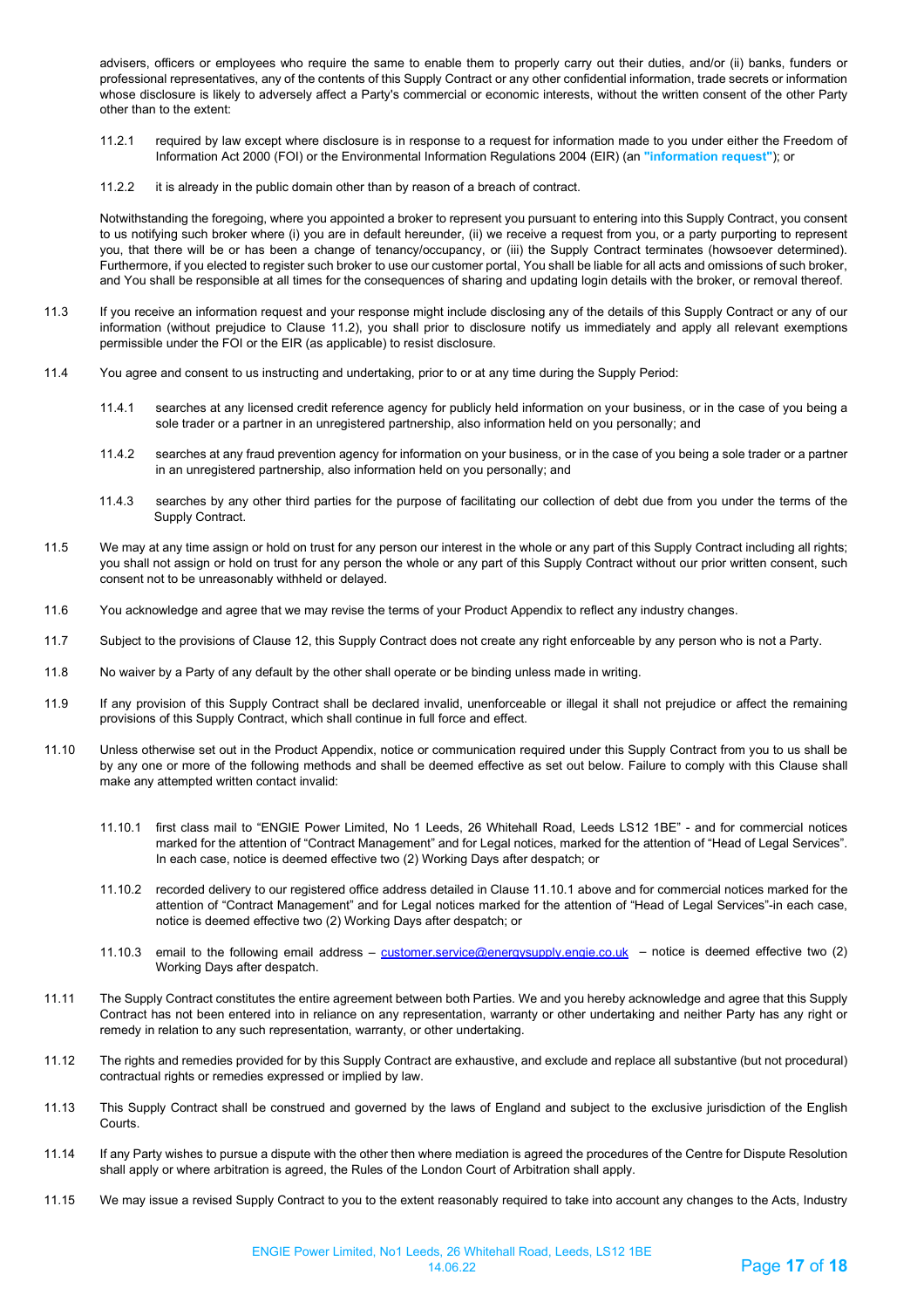advisers, officers or employees who require the same to enable them to properly carry out their duties, and/or (ii) banks, funders or professional representatives, any of the contents of this Supply Contract or any other confidential information, trade secrets or information whose disclosure is likely to adversely affect a Party's commercial or economic interests, without the written consent of the other Party other than to the extent:

11.2.1 required by law except where disclosure is in response to a request for information made to you under either the Freedom of Information Act 2000 (FOI) or the Environmental Information Regulations 2004 (EIR) (an **"information request"**); or

11.2.2 it is already in the public domain other than by reason of a breach of contract.

Notwithstanding the foregoing, where you appointed a broker to represent you pursuant to entering into this Supply Contract, you consent to us notifying such broker where (i) you are in default hereunder, (ii) we receive a request from you, or a party purporting to represent you, that there will be or has been a change of tenancy/occupancy, or (iii) the Supply Contract terminates (howsoever determined). Furthermore, if you elected to register such broker to use our customer portal, You shall be liable for all acts and omissions of such broker, and You shall be responsible at all times for the consequences of sharing and updating login details with the broker, or removal thereof.

11.3 If you receive an information request and your response might include disclosing any of the details of this Supply Contract or any of our information (without prejudice to Clause 11.2), you shall prior to disclosure notify us immediately and apply all relevant exemptions permissible under the FOI or the EIR (as applicable) to resist disclosure.

11.4 You agree and consent to us instructing and undertaking, prior to or at any time during the Supply Period:

11.4.1 searches at any licensed credit reference agency for publicly held information on your business, or in the case of you being a sole trader or a partner in an unregistered partnership, also information held on you personally; and

11.4.2 searches at any fraud prevention agency for information on your business, or in the case of you being a sole trader or a partner in an unregistered partnership, also information held on you personally; and

11.4.3 searches by any other third parties for the purpose of facilitating our collection of debt due from you under the terms of the Supply Contract.

11.5 We may at any time assign or hold on trust for any person our interest in the whole or any part of this Supply Contract including all rights; you shall not assign or hold on trust for any person the whole or any part of this Supply Contract without our prior written consent, such consent not to be unreasonably withheld or delayed.

11.6 You acknowledge and agree that we may revise the terms of your Product Appendix to reflect any industry changes.

11.7 Subject to the provisions of Clause 12, this Supply Contract does not create any right enforceable by any person who is not a Party.

11.8 No waiver by a Party of any default by the other shall operate or be binding unless made in writing.

11.9 If any provision of this Supply Contract shall be declared invalid, unenforceable or illegal it shall not prejudice or affect the remaining provisions of this Supply Contract, which shall continue in full force and effect.

11.10 Unless otherwise set out in the Product Appendix, notice or communication required under this Supply Contract from you to us shall be by any one or more of the following methods and shall be deemed effective as set out below. Failure to comply with this Clause shall make any attempted written contact invalid:

11.10.1 first class mail to "ENGIE Power Limited, No 1 Leeds, 26 Whitehall Road, Leeds LS12 1BE" - and for commercial notices marked for the attention of "Contract Management" and for Legal notices, marked for the attention of "Head of Legal Services". In each case, notice is deemed effective two (2) Working Days after despatch; or

11.10.2 recorded delivery to our registered office address detailed in Clause 11.10.1 above and for commercial notices marked for the attention of "Contract Management" and for Legal notices marked for the attention of "Head of Legal Services"-in each case, notice is deemed effective two (2) Working Days after despatch; or

11.10.3 email to the following email address – customer.service@energysupply.engie.co.uk – notice is deemed effective two (2) Working Days after despatch.

11.11 The Supply Contract constitutes the entire agreement between both Parties. We and you hereby acknowledge and agree that this Supply Contract has not been entered into in reliance on any representation, warranty or other undertaking and neither Party has any right or remedy in relation to any such representation, warranty, or other undertaking.

11.12 The rights and remedies provided for by this Supply Contract are exhaustive, and exclude and replace all substantive (but not procedural) contractual rights or remedies expressed or implied by law.

11.13 This Supply Contract shall be construed and governed by the laws of England and subject to the exclusive jurisdiction of the English Courts.

11.14 If any Party wishes to pursue a dispute with the other then where mediation is agreed the procedures of the Centre for Dispute Resolution shall apply or where arbitration is agreed, the Rules of the London Court of Arbitration shall apply.

11.15 We may issue a revised Supply Contract to you to the extent reasonably required to take into account any changes to the Acts, Industry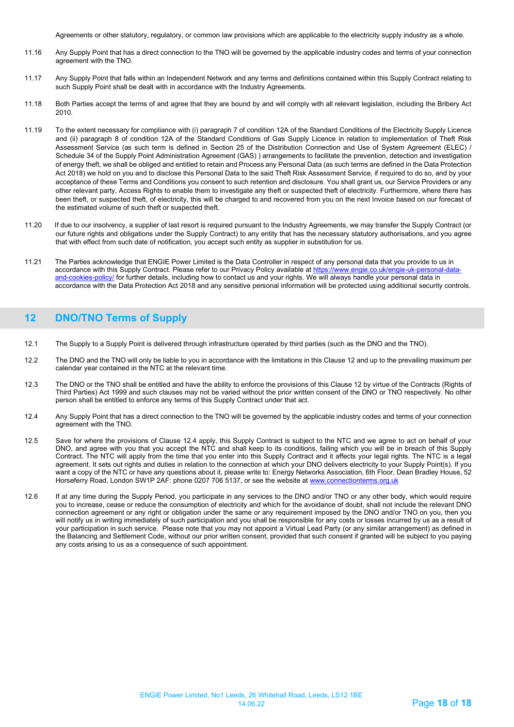Agreements or other statutory, regulatory, or common law provisions which are applicable to the electricity supply industry as a whole.

11.16 Any Supply Point that has a direct connection to the TNO will be governed by the applicable industry codes and terms of your connection agreement with the TNO.

11.17 Any Supply Point that falls within an Independent Network and any terms and definitions contained within this Supply Contract relating to such Supply Point shall be dealt with in accordance with the Industry Agreements.

11.18 Both Parties accept the terms of and agree that they are bound by and will comply with all relevant legislation, including the Bribery Act 2010.

11.19 To the extent necessary for compliance with (i) paragraph 7 of condition 12A of the Standard Conditions of the Electricity Supply Licence and (ii) paragraph 8 of condition 12A of the Standard Conditions of Gas Supply Licence in relation to implementation of Theft Risk Assessment Service (as such term is defined in Section 25 of the Distribution Connection and Use of System Agreement (ELEC) / Schedule 34 of the Supply Point Administration Agreement (GAS) ) arrangements to facilitate the prevention, detection and investigation of energy theft, we shall be obliged and entitled to retain and Process any Personal Data (as such terms are defined in the Data Protection Act 2018) we hold on you and to disclose this Personal Data to the said Theft Risk Assessment Service, if required to do so, and by your acceptance of these Terms and Conditions you consent to such retention and disclosure. You shall grant us, our Service Providers or any other relevant party, Access Rights to enable them to investigate any theft or suspected theft of electricity. Furthermore, where there has been theft, or suspected theft, of electricity, this will be charged to and recovered from you on the next Invoice based on our forecast of the estimated volume of such theft or suspected theft.

11.20 If due to our insolvency, a supplier of last resort is required pursuant to the Industry Agreements, we may transfer the Supply Contract (or our future rights and obligations under the Supply Contract) to any entity that has the necessary statutory authorisations, and you agree that with effect from such date of notification, you accept such entity as supplier in substitution for us.

11.21 The Parties acknowledge that ENGIE Power Limited is the Data Controller in respect of any personal data that you provide to us in accordance with this Supply Contract. Please refer to our Privacy Policy available at https://www.engie.co.uk/engie-uk-personal-data-and-cookies-policy/ for further details, including how to contact us and your rights. We will always handle your personal data in accordance with the Data Protection Act 2018 and any sensitive personal information will be protected using additional security controls.

## 12 DNO/TNO Terms of Supply

12.1 The Supply to a Supply Point is delivered through infrastructure operated by third parties (such as the DNO and the TNO).

12.2 The DNO and the TNO will only be liable to you in accordance with the limitations in this Clause 12 and up to the prevailing maximum per calendar year contained in the NTC at the relevant time.

12.3 The DNO or the TNO shall be entitled and have the ability to enforce the provisions of this Clause 12 by virtue of the Contracts (Rights of Third Parties) Act 1999 and such clauses may not be varied without the prior written consent of the DNO or TNO respectively. No other person shall be entitled to enforce any terms of this Supply Contract under that act.

12.4 Any Supply Point that has a direct connection to the TNO will be governed by the applicable industry codes and terms of your connection agreement with the TNO.

12.5 Save for where the provisions of Clause 12.4 apply, this Supply Contract is subject to the NTC and we agree to act on behalf of your DNO, and agree with you that you accept the NTC and shall keep to its conditions, failing which you will be in breach of this Supply Contract. The NTC will apply from the time that you enter into this Supply Contract and it affects your legal rights. The NTC is a legal agreement. It sets out rights and duties in relation to the connection at which your DNO delivers electricity to your Supply Point(s). If you want a copy of the NTC or have any questions about it, please write to: Energy Networks Association, 6th Floor, Dean Bradley House, 52 Horseferry Road, London SW1P 2AF: phone 0207 706 5137, or see the website at www.connectionterms.org.uk

12.6 If at any time during the Supply Period, you participate in any services to the DNO and/or TNO or any other body, which would require you to increase, cease or reduce the consumption of electricity and which for the avoidance of doubt, shall not include the relevant DNO connection agreement or any right or obligation under the same or any requirement imposed by the DNO and/or TNO on you, then you will notify us in writing immediately of such participation and you shall be responsible for any costs or losses incurred by us as a result of your participation in such service. Please note that you may not appoint a Virtual Lead Party (or any similar arrangement) as defined in the Balancing and Settlement Code, without our prior written consent, provided that such consent if granted will be subject to you paying any costs arising to us as a consequence of such appointment.